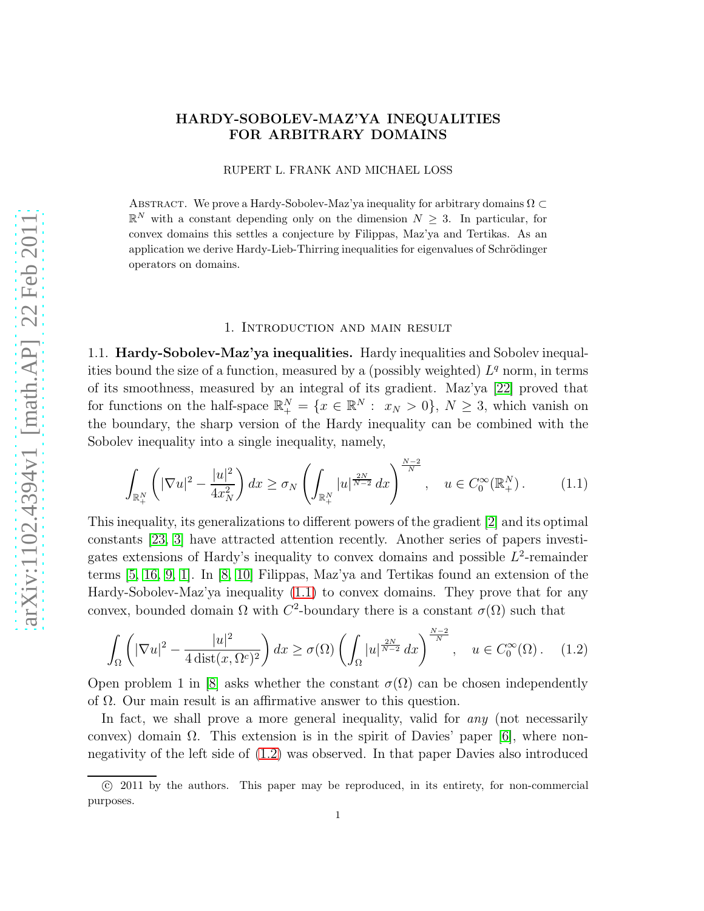# HARDY-SOBOLEV-MAZ'YA INEQUALITIES FOR ARBITRARY DOMAINS

RUPERT L. FRANK AND MICHAEL LOSS

Abstract. We prove a Hardy-Sobolev-Maz'ya inequality for arbitrary domains $\Omega \subset \mathbb{R}^N$ with a constant depending only on the dimension $N \geq 3$. In particular, for convex domains this settles a conjecture by Filippas, Maz'ya and Tertikas. As an application we derive Hardy-Lieb-Thirring inequalities for eigenvalues of Schrödinger operators on domains.

## 1. Introduction and main result

### 1.1. Hardy-Sobolev-Maz'ya inequalities.

Hardy inequalities and Sobolev inequalities bound the size of a function, measured by a (possibly weighted) $L^q$ norm, in terms of its smoothness, measured by an integral of its gradient. Maz'ya [22] proved that for functions on the half-space $\mathbb{R}^N_+ = \{x \in \mathbb{R}^N : \ x_N > 0\}$, $N \geq 3$, which vanish on the boundary, the sharp version of the Hardy inequality can be combined with the Sobolev inequality into a single inequality, namely,

$$\int_{\mathbb{R}^N_+} \left( |\nabla u|^2 - \frac{|u|^2}{4x_N^2} \right) dx \geq \sigma_N \left( \int_{\mathbb{R}^N_+} |u|^{\frac{2N}{N-2}} \, dx \right)^{\frac{N-2}{N}} , \quad u \in C_0^\infty(\mathbb{R}^N_+) \, . \tag{1.1}$$

This inequality, its generalizations to different powers of the gradient [2] and its optimal constants [23, 3] have attracted attention recently. Another series of papers investigates extensions of Hardy's inequality to convex domains and possible $L^2$-remainder terms [5, 16, 9, 1]. In [8, 10] Filippas, Maz'ya and Tertikas found an extension of the Hardy-Sobolev-Maz'ya inequality (1.1) to convex domains. They prove that for any convex, bounded domain $\Omega$ with $C^2$-boundary there is a constant $\sigma(\Omega)$ such that

$$\int_\Omega \left( |\nabla u|^2 - \frac{|u|^2}{4 \operatorname{dist}(x, \Omega^c)^2} \right) dx \geq \sigma(\Omega) \left( \int_\Omega |u|^{\frac{2N}{N-2}} \, dx \right)^{\frac{N-2}{N}} , \quad u \in C_0^\infty(\Omega) \, . \tag{1.2}$$

Open problem 1 in [8] asks whether the constant $\sigma(\Omega)$ can be chosen independently of $\Omega$. Our main result is an affirmative answer to this question.

In fact, we shall prove a more general inequality, valid for *any* (not necessarily convex) domain $\Omega$. This extension is in the spirit of Davies' paper [6], where non-negativity of the left side of (1.2) was observed. In that paper Davies also introduced

© 2011 by the authors. This paper may be reproduced, in its entirety, for non-commercial purposes.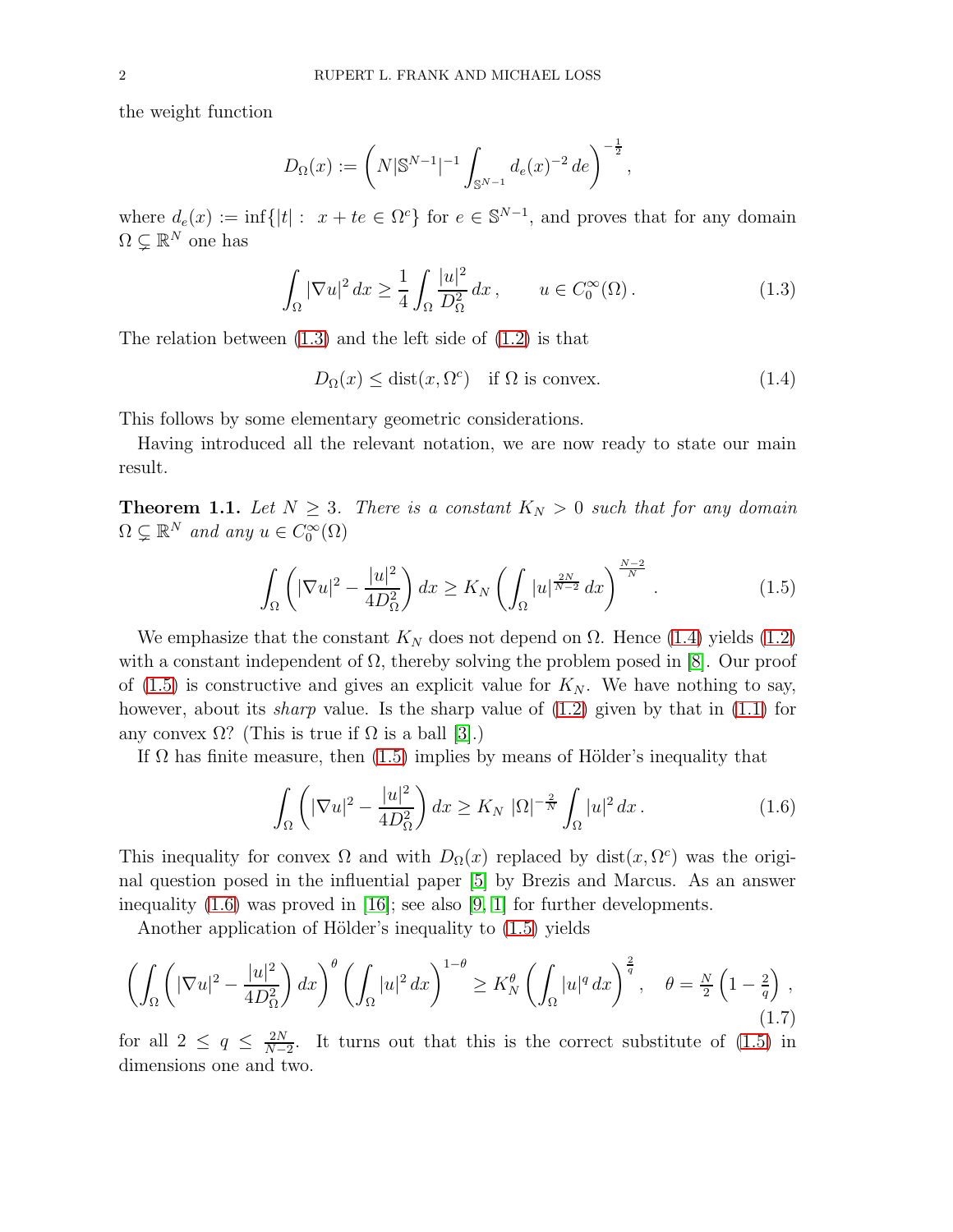the weight function

$$D_\Omega(x) := \left( N |\mathbb{S}^{N-1}|^{-1} \int_{\mathbb{S}^{N-1}} d_e(x)^{-2} \, de \right)^{-\frac{1}{2}},$$

where $d_e(x) := \inf\{|t| : \ x + te \in \Omega^c\}$ for $e \in \mathbb{S}^{N-1}$, and proves that for any domain $\Omega \subsetneq \mathbb{R}^N$ one has

$$\int_\Omega |\nabla u|^2 \, dx \geq \frac{1}{4} \int_\Omega \frac{|u|^2}{D_\Omega^2} \, dx \,, \qquad u \in C_0^\infty(\Omega) \,. \tag{1.3}$$

The relation between (1.3) and the left side of (1.2) is that

$$D_\Omega(x) \leq \operatorname{dist}(x, \Omega^c) \quad \text{if } \Omega \text{ is convex.} \tag{1.4}$$

This follows by some elementary geometric considerations.

Having introduced all the relevant notation, we are now ready to state our main result.

**Theorem 1.1.** *Let $N \geq 3$. There is a constant $K_N > 0$ such that for any domain $\Omega \subsetneq \mathbb{R}^N$ and any $u \in C_0^\infty(\Omega)$*

$$\int_\Omega \left( |\nabla u|^2 - \frac{|u|^2}{4 D_\Omega^2} \right) dx \geq K_N \left( \int_\Omega |u|^{\frac{2N}{N-2}} \, dx \right)^{\frac{N-2}{N}} \,. \tag{1.5}$$

We emphasize that the constant $K_N$ does not depend on $\Omega$. Hence (1.4) yields (1.2) with a constant independent of $\Omega$, thereby solving the problem posed in [8]. Our proof of (1.5) is constructive and gives an explicit value for $K_N$. We have nothing to say, however, about its *sharp* value. Is the sharp value of (1.2) given by that in (1.1) for any convex $\Omega$? (This is true if $\Omega$ is a ball [3].)

If $\Omega$ has finite measure, then (1.5) implies by means of Hölder's inequality that

$$\int_\Omega \left( |\nabla u|^2 - \frac{|u|^2}{4 D_\Omega^2} \right) dx \geq K_N \ |\Omega|^{-\frac{2}{N}} \int_\Omega |u|^2 \, dx \,. \tag{1.6}$$

This inequality for convex $\Omega$ and with $D_\Omega(x)$ replaced by $\operatorname{dist}(x, \Omega^c)$ was the original question posed in the influential paper [5] by Brezis and Marcus. As an answer inequality (1.6) was proved in [16]; see also [9, 1] for further developments.

Another application of Hölder's inequality to (1.5) yields

$$\left( \int_\Omega \left( |\nabla u|^2 - \frac{|u|^2}{4 D_\Omega^2} \right) dx \right)^\theta \left( \int_\Omega |u|^2 \, dx \right)^{1-\theta} \geq K_N^\theta \left( \int_\Omega |u|^q \, dx \right)^{\frac{2}{q}} , \quad \theta = \tfrac{N}{2} \left( 1 - \tfrac{2}{q} \right) , \tag{1.7}$$

for all $2 \leq q \leq \frac{2N}{N-2}$. It turns out that this is the correct substitute of (1.5) in dimensions one and two.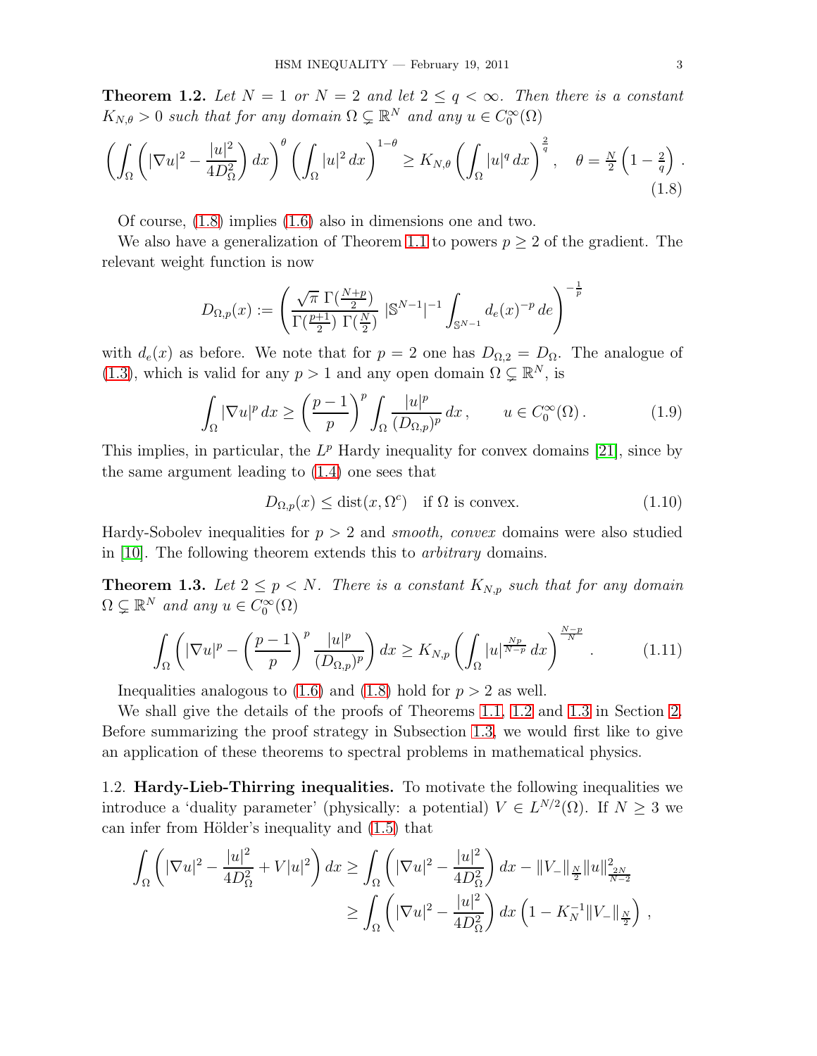**Theorem 1.2.** *Let $N = 1$ or $N = 2$ and let $2 \leq q < \infty$. Then there is a constant $K_{N,\theta} > 0$ such that for any domain $\Omega \subsetneq \mathbb{R}^N$ and any $u \in C_0^\infty(\Omega)$*

$$\left( \int_\Omega \left( |\nabla u|^2 - \frac{|u|^2}{4D_\Omega^2} \right) dx \right)^\theta \left( \int_\Omega |u|^2 \, dx \right)^{1-\theta} \geq K_{N,\theta} \left( \int_\Omega |u|^q \, dx \right)^{\frac{2}{q}}, \quad \theta = \tfrac{N}{2}\left(1 - \tfrac{2}{q}\right). \tag{1.8}$$

Of course, (1.8) implies (1.6) also in dimensions one and two.

We also have a generalization of Theorem 1.1 to powers $p \geq 2$ of the gradient. The relevant weight function is now

$$D_{\Omega,p}(x) := \left( \frac{\sqrt{\pi}\, \Gamma(\frac{N+p}{2})}{\Gamma(\frac{p+1}{2})\, \Gamma(\frac{N}{2})} \, |\mathbb{S}^{N-1}|^{-1} \int_{\mathbb{S}^{N-1}} d_e(x)^{-p} \, de \right)^{-\frac{1}{p}}$$

with $d_e(x)$ as before. We note that for $p = 2$ one has $D_{\Omega,2} = D_\Omega$. The analogue of (1.3), which is valid for any $p > 1$ and any open domain $\Omega \subsetneq \mathbb{R}^N$, is

$$\int_\Omega |\nabla u|^p \, dx \geq \left( \frac{p-1}{p} \right)^p \int_\Omega \frac{|u|^p}{(D_{\Omega,p})^p} \, dx, \qquad u \in C_0^\infty(\Omega). \tag{1.9}$$

This implies, in particular, the $L^p$ Hardy inequality for convex domains [21], since by the same argument leading to (1.4) one sees that

$$D_{\Omega,p}(x) \leq \operatorname{dist}(x, \Omega^c) \quad \text{if } \Omega \text{ is convex.} \tag{1.10}$$

Hardy-Sobolev inequalities for $p > 2$ and *smooth, convex* domains were also studied in [10]. The following theorem extends this to *arbitrary* domains.

**Theorem 1.3.** *Let $2 \leq p < N$. There is a constant $K_{N,p}$ such that for any domain $\Omega \subsetneq \mathbb{R}^N$ and any $u \in C_0^\infty(\Omega)$*

$$\int_\Omega \left( |\nabla u|^p - \left( \frac{p-1}{p} \right)^p \frac{|u|^p}{(D_{\Omega,p})^p} \right) dx \geq K_{N,p} \left( \int_\Omega |u|^{\frac{Np}{N-p}} \, dx \right)^{\frac{N-p}{N}}. \tag{1.11}$$

Inequalities analogous to (1.6) and (1.8) hold for $p > 2$ as well.

We shall give the details of the proofs of Theorems 1.1, 1.2 and 1.3 in Section 2. Before summarizing the proof strategy in Subsection 1.3, we would first like to give an application of these theorems to spectral problems in mathematical physics.

## 1.2. Hardy-Lieb-Thirring inequalities.

To motivate the following inequalities we introduce a 'duality parameter' (physically: a potential) $V \in L^{N/2}(\Omega)$. If $N \geq 3$ we can infer from Hölder's inequality and (1.5) that

$$\begin{aligned} \int_\Omega \left( |\nabla u|^2 - \frac{|u|^2}{4D_\Omega^2} + V|u|^2 \right) dx &\geq \int_\Omega \left( |\nabla u|^2 - \frac{|u|^2}{4D_\Omega^2} \right) dx - \|V_-\|_{\frac{N}{2}} \|u\|^2_{\frac{2N}{N-2}} \\ &\geq \int_\Omega \left( |\nabla u|^2 - \frac{|u|^2}{4D_\Omega^2} \right) dx \left( 1 - K_N^{-1} \|V_-\|_{\frac{N}{2}} \right), \end{aligned}$$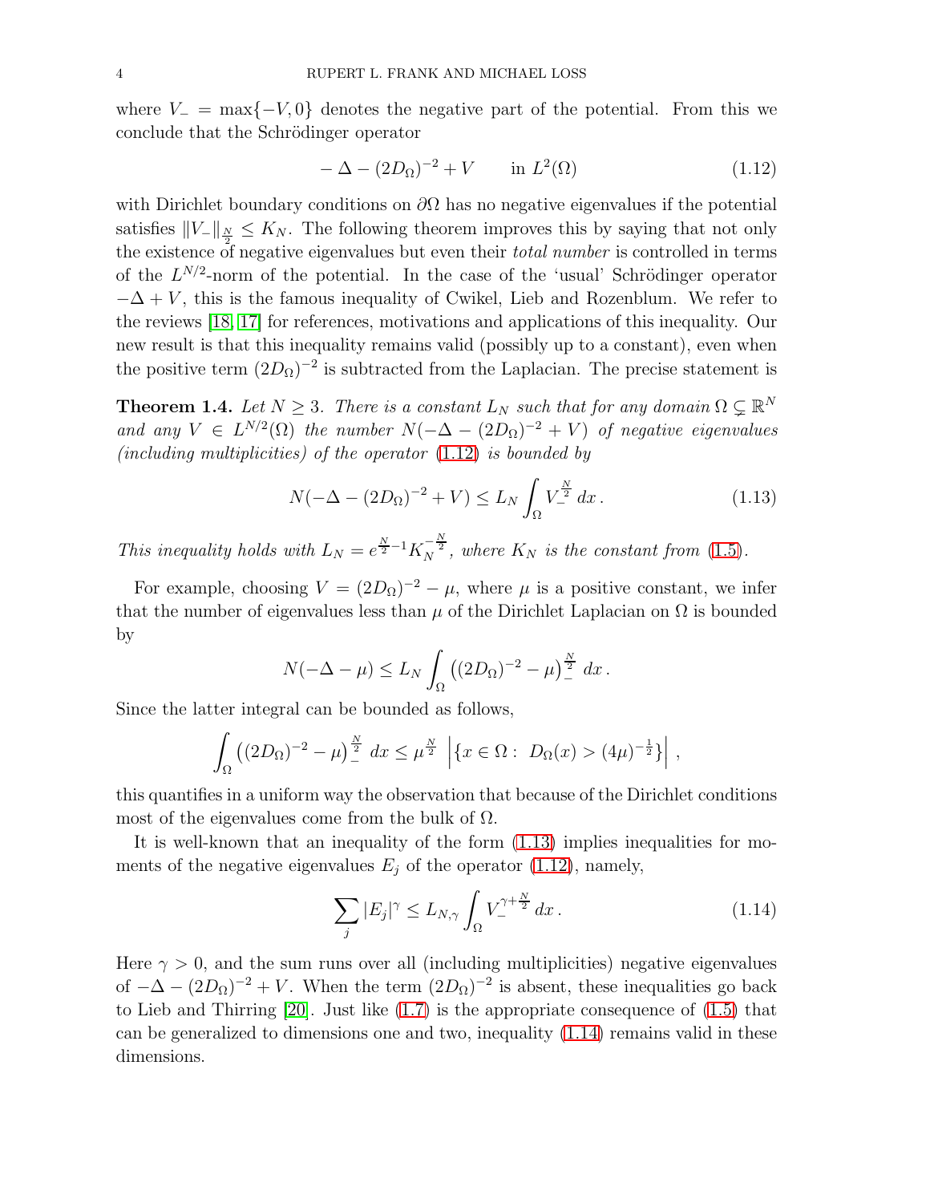where $V_- = \max\{-V, 0\}$ denotes the negative part of the potential. From this we conclude that the Schrödinger operator

$$-\Delta - (2D_\Omega)^{-2} + V \qquad \text{in } L^2(\Omega) \tag{1.12}$$

with Dirichlet boundary conditions on $\partial\Omega$ has no negative eigenvalues if the potential satisfies $\|V_-\|_{\frac{N}{2}} \leq K_N$. The following theorem improves this by saying that not only the existence of negative eigenvalues but even their *total number* is controlled in terms of the $L^{N/2}$-norm of the potential. In the case of the 'usual' Schrödinger operator $-\Delta + V$, this is the famous inequality of Cwikel, Lieb and Rozenblum. We refer to the reviews [18, 17] for references, motivations and applications of this inequality. Our new result is that this inequality remains valid (possibly up to a constant), even when the positive term $(2D_\Omega)^{-2}$ is subtracted from the Laplacian. The precise statement is

**Theorem 1.4.** *Let $N \geq 3$. There is a constant $L_N$ such that for any domain $\Omega \subsetneq \mathbb{R}^N$ and any $V \in L^{N/2}(\Omega)$ the number $N(-\Delta - (2D_\Omega)^{-2} + V)$ of negative eigenvalues (including multiplicities) of the operator (1.12) is bounded by*

$$N(-\Delta - (2D_\Omega)^{-2} + V) \leq L_N \int_\Omega V_-^{\frac{N}{2}} \, dx \, . \tag{1.13}$$

*This inequality holds with $L_N = e^{\frac{N}{2}-1} K_N^{-\frac{N}{2}}$, where $K_N$ is the constant from (1.5).*

For example, choosing $V = (2D_\Omega)^{-2} - \mu$, where $\mu$ is a positive constant, we infer that the number of eigenvalues less than $\mu$ of the Dirichlet Laplacian on $\Omega$ is bounded by

$$N(-\Delta - \mu) \leq L_N \int_\Omega \left( (2D_\Omega)^{-2} - \mu \right)_-^{\frac{N}{2}} \, dx \, .$$

Since the latter integral can be bounded as follows,

$$\int_\Omega \left( (2D_\Omega)^{-2} - \mu \right)_-^{\frac{N}{2}} \, dx \leq \mu^{\frac{N}{2}} \, \left| \{ x \in \Omega : \ D_\Omega(x) > (4\mu)^{-\frac{1}{2}} \} \right| \, ,$$

this quantifies in a uniform way the observation that because of the Dirichlet conditions most of the eigenvalues come from the bulk of $\Omega$.

It is well-known that an inequality of the form (1.13) implies inequalities for moments of the negative eigenvalues $E_j$ of the operator (1.12), namely,

$$\sum_j |E_j|^\gamma \leq L_{N,\gamma} \int_\Omega V_-^{\gamma + \frac{N}{2}} \, dx \, . \tag{1.14}$$

Here $\gamma > 0$, and the sum runs over all (including multiplicities) negative eigenvalues of $-\Delta - (2D_\Omega)^{-2} + V$. When the term $(2D_\Omega)^{-2}$ is absent, these inequalities go back to Lieb and Thirring [20]. Just like (1.7) is the appropriate consequence of (1.5) that can be generalized to dimensions one and two, inequality (1.14) remains valid in these dimensions.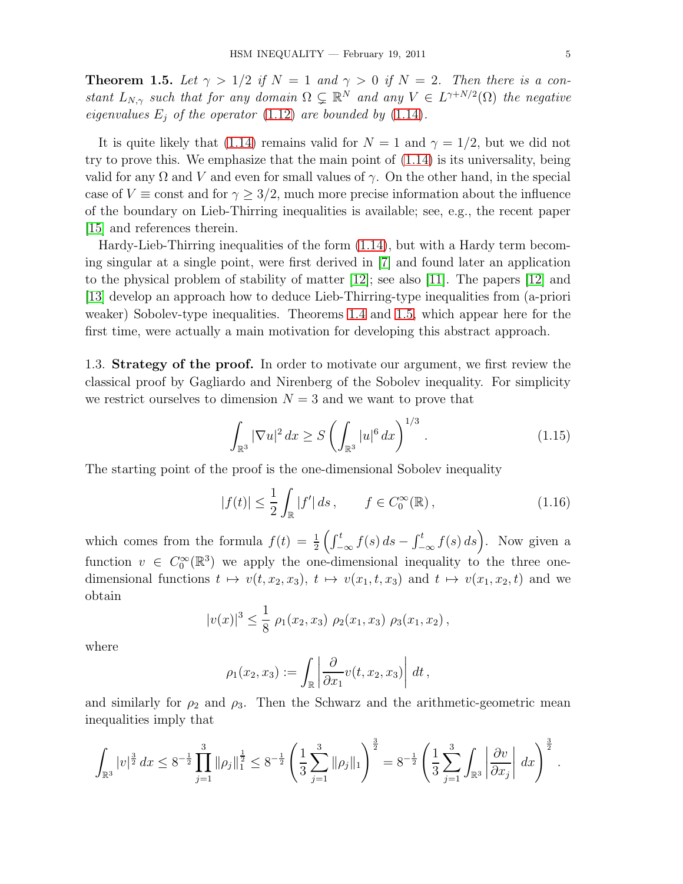**Theorem 1.5.** *Let $\gamma > 1/2$ if $N = 1$ and $\gamma > 0$ if $N = 2$. Then there is a constant $L_{N,\gamma}$ such that for any domain $\Omega \subsetneq \mathbb{R}^N$ and any $V \in L^{\gamma+N/2}(\Omega)$ the negative eigenvalues $E_j$ of the operator (1.12) are bounded by (1.14).*

It is quite likely that (1.14) remains valid for $N = 1$ and $\gamma = 1/2$, but we did not try to prove this. We emphasize that the main point of (1.14) is its universality, being valid for any $\Omega$ and $V$ and even for small values of $\gamma$. On the other hand, in the special case of $V \equiv \text{const}$ and for $\gamma \geq 3/2$, much more precise information about the influence of the boundary on Lieb-Thirring inequalities is available; see, e.g., the recent paper [15] and references therein.

Hardy-Lieb-Thirring inequalities of the form (1.14), but with a Hardy term becoming singular at a single point, were first derived in [7] and found later an application to the physical problem of stability of matter [12]; see also [11]. The papers [12] and [13] develop an approach how to deduce Lieb-Thirring-type inequalities from (a-priori weaker) Sobolev-type inequalities. Theorems 1.4 and 1.5, which appear here for the first time, were actually a main motivation for developing this abstract approach.

1.3. **Strategy of the proof.** In order to motivate our argument, we first review the classical proof by Gagliardo and Nirenberg of the Sobolev inequality. For simplicity we restrict ourselves to dimension $N = 3$ and we want to prove that

$$\int_{\mathbb{R}^3} |\nabla u|^2 \, dx \geq S \left( \int_{\mathbb{R}^3} |u|^6 \, dx \right)^{1/3} . \tag{1.15}$$

The starting point of the proof is the one-dimensional Sobolev inequality

$$|f(t)| \leq \frac{1}{2} \int_{\mathbb{R}} |f'| \, ds \, , \qquad f \in C_0^\infty(\mathbb{R}) \, , \tag{1.16}$$

which comes from the formula $f(t) = \frac{1}{2} \left( \int_{-\infty}^t f(s) \, ds - \int_{-\infty}^t f(s) \, ds \right)$. Now given a function $v \in C_0^\infty(\mathbb{R}^3)$ we apply the one-dimensional inequality to the three one-dimensional functions $t \mapsto v(t, x_2, x_3)$, $t \mapsto v(x_1, t, x_3)$ and $t \mapsto v(x_1, x_2, t)$ and we obtain

$$|v(x)|^3 \leq \frac{1}{8} \, \rho_1(x_2, x_3) \, \rho_2(x_1, x_3) \, \rho_3(x_1, x_2) \, ,$$

where

$$\rho_1(x_2, x_3) := \int_{\mathbb{R}} \left| \frac{\partial}{\partial x_1} v(t, x_2, x_3) \right| \, dt \, ,$$

and similarly for $\rho_2$ and $\rho_3$. Then the Schwarz and the arithmetic-geometric mean inequalities imply that

$$\int_{\mathbb{R}^3} |v|^{\frac{3}{2}} \, dx \leq 8^{-\frac{1}{2}} \prod_{j=1}^{3} \|\rho_j\|_1^{\frac{1}{2}} \leq 8^{-\frac{1}{2}} \left( \frac{1}{3} \sum_{j=1}^{3} \|\rho_j\|_1 \right)^{\frac{3}{2}} = 8^{-\frac{1}{2}} \left( \frac{1}{3} \sum_{j=1}^{3} \int_{\mathbb{R}^3} \left| \frac{\partial v}{\partial x_j} \right| \, dx \right)^{\frac{3}{2}} .$$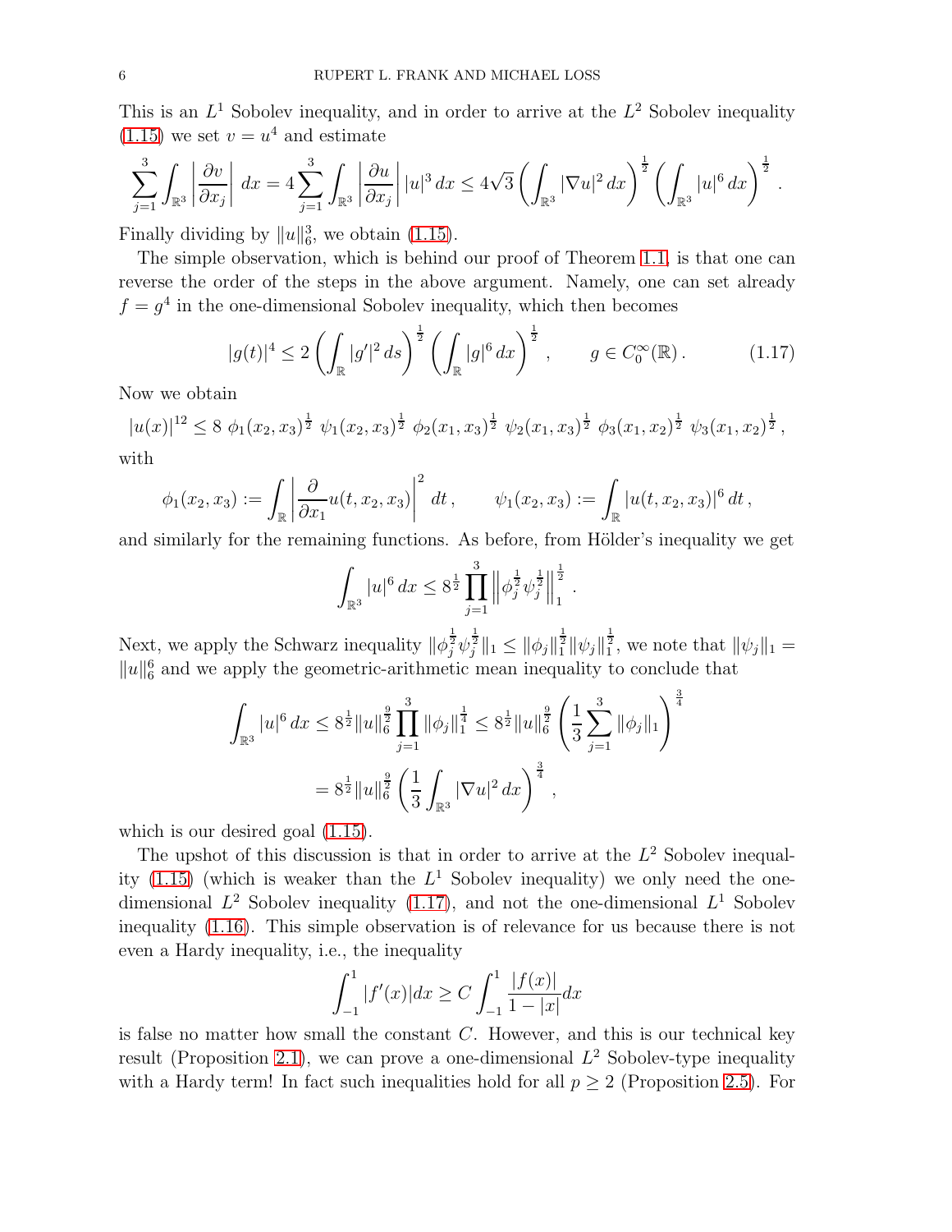This is an $L^1$ Sobolev inequality, and in order to arrive at the $L^2$ Sobolev inequality (1.15) we set $v = u^4$ and estimate

$$\sum_{j=1}^{3} \int_{\mathbb{R}^3} \left| \frac{\partial v}{\partial x_j} \right| dx = 4 \sum_{j=1}^{3} \int_{\mathbb{R}^3} \left| \frac{\partial u}{\partial x_j} \right| |u|^3 \, dx \le 4\sqrt{3} \left( \int_{\mathbb{R}^3} |\nabla u|^2 \, dx \right)^{\frac{1}{2}} \left( \int_{\mathbb{R}^3} |u|^6 \, dx \right)^{\frac{1}{2}} .$$

Finally dividing by $\|u\|_6^3$, we obtain (1.15).

The simple observation, which is behind our proof of Theorem 1.1, is that one can reverse the order of the steps in the above argument. Namely, one can set already $f = g^4$ in the one-dimensional Sobolev inequality, which then becomes

$$|g(t)|^4 \le 2 \left( \int_{\mathbb{R}} |g'|^2 \, ds \right)^{\frac{1}{2}} \left( \int_{\mathbb{R}} |g|^6 \, dx \right)^{\frac{1}{2}} , \qquad g \in C_0^\infty(\mathbb{R}) . \tag{1.17}$$

Now we obtain

$$|u(x)|^{12} \le 8 \; \phi_1(x_2, x_3)^{\frac{1}{2}} \; \psi_1(x_2, x_3)^{\frac{1}{2}} \; \phi_2(x_1, x_3)^{\frac{1}{2}} \; \psi_2(x_1, x_3)^{\frac{1}{2}} \; \phi_3(x_1, x_2)^{\frac{1}{2}} \; \psi_3(x_1, x_2)^{\frac{1}{2}} ,$$

with

$$\phi_1(x_2, x_3) := \int_{\mathbb{R}} \left| \frac{\partial}{\partial x_1} u(t, x_2, x_3) \right|^2 dt , \qquad \psi_1(x_2, x_3) := \int_{\mathbb{R}} |u(t, x_2, x_3)|^6 \, dt ,$$

and similarly for the remaining functions. As before, from Hölder's inequality we get

$$\int_{\mathbb{R}^3} |u|^6 \, dx \le 8^{\frac{1}{2}} \prod_{j=1}^{3} \left\| \phi_j^{\frac{1}{2}} \psi_j^{\frac{1}{2}} \right\|_1^{\frac{1}{2}} .$$

Next, we apply the Schwarz inequality $\|\phi_j^{\frac{1}{2}} \psi_j^{\frac{1}{2}}\|_1 \le \|\phi_j\|_1^{\frac{1}{2}} \|\psi_j\|_1^{\frac{1}{2}}$, we note that $\|\psi_j\|_1 = \|u\|_6^6$ and we apply the geometric-arithmetic mean inequality to conclude that

$$\begin{aligned} \int_{\mathbb{R}^3} |u|^6 \, dx &\le 8^{\frac{1}{2}} \|u\|_6^{\frac{9}{2}} \prod_{j=1}^{3} \|\phi_j\|_1^{\frac{1}{4}} \le 8^{\frac{1}{2}} \|u\|_6^{\frac{9}{2}} \left( \frac{1}{3} \sum_{j=1}^{3} \|\phi_j\|_1 \right)^{\frac{3}{4}} \\ &= 8^{\frac{1}{2}} \|u\|_6^{\frac{9}{2}} \left( \frac{1}{3} \int_{\mathbb{R}^3} |\nabla u|^2 \, dx \right)^{\frac{3}{4}} , \end{aligned}$$

which is our desired goal (1.15).

The upshot of this discussion is that in order to arrive at the $L^2$ Sobolev inequality (1.15) (which is weaker than the $L^1$ Sobolev inequality) we only need the one-dimensional $L^2$ Sobolev inequality (1.17), and not the one-dimensional $L^1$ Sobolev inequality (1.16). This simple observation is of relevance for us because there is not even a Hardy inequality, i.e., the inequality

$$\int_{-1}^{1} |f'(x)| dx \ge C \int_{-1}^{1} \frac{|f(x)|}{1 - |x|} dx$$

is false no matter how small the constant $C$. However, and this is our technical key result (Proposition 2.1), we can prove a one-dimensional $L^2$ Sobolev-type inequality with a Hardy term! In fact such inequalities hold for all $p \ge 2$ (Proposition 2.5). For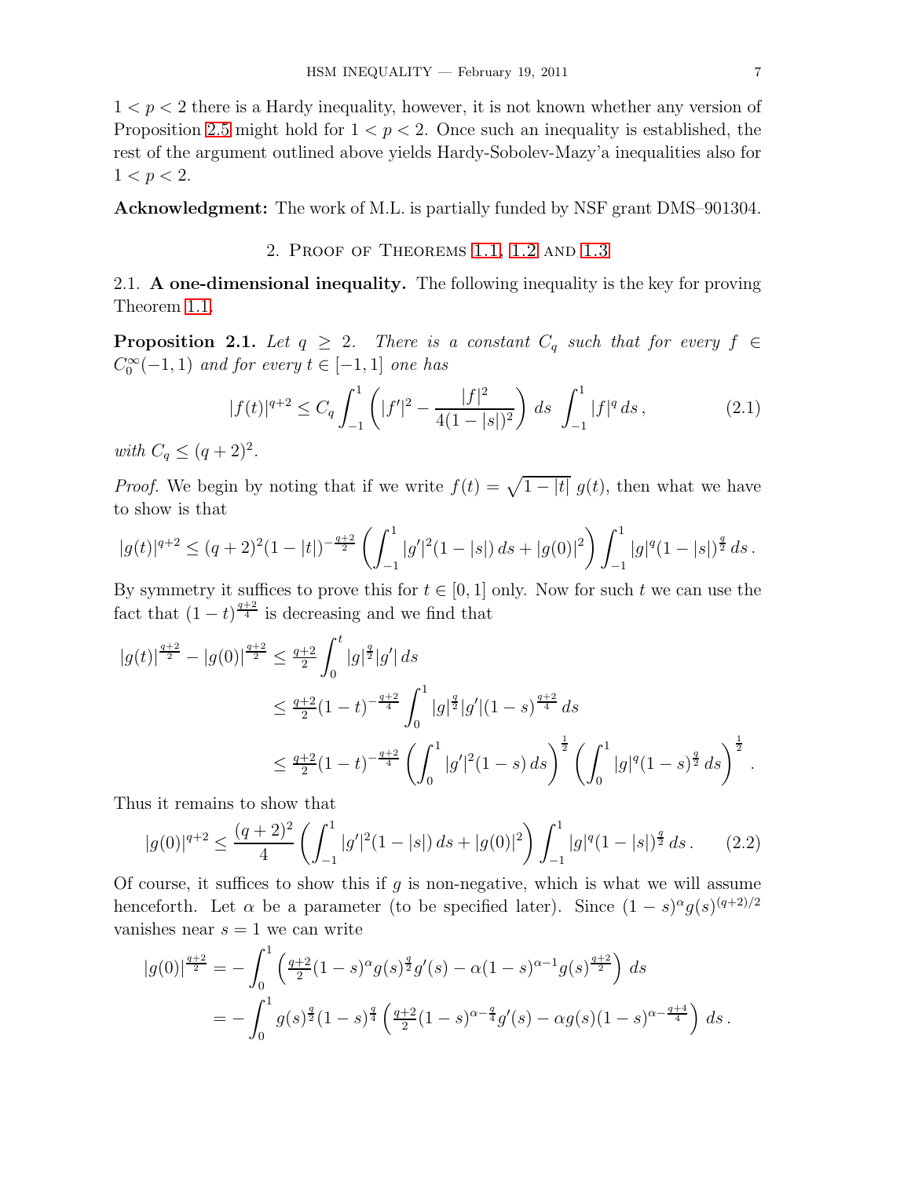$1 < p < 2$ there is a Hardy inequality, however, it is not known whether any version of Proposition 2.5 might hold for $1 < p < 2$. Once such an inequality is established, the rest of the argument outlined above yields Hardy-Sobolev-Mazy'a inequalities also for $1 < p < 2$.

**Acknowledgment:** The work of M.L. is partially funded by NSF grant DMS–901304.

## 2. Proof of Theorems 1.1, 1.2 and 1.3

### 2.1. A one-dimensional inequality.

The following inequality is the key for proving Theorem 1.1.

**Proposition 2.1.** *Let $q \geq 2$. There is a constant $C_q$ such that for every $f \in C_0^\infty(-1,1)$ and for every $t \in [-1,1]$ one has*

$$|f(t)|^{q+2} \leq C_q \int_{-1}^{1} \left( |f'|^2 - \frac{|f|^2}{4(1-|s|)^2} \right) ds \int_{-1}^{1} |f|^q \, ds \,, \tag{2.1}$$

*with $C_q \leq (q+2)^2$.*

*Proof.* We begin by noting that if we write $f(t) = \sqrt{1-|t|}\; g(t)$, then what we have to show is that

$$|g(t)|^{q+2} \leq (q+2)^2 (1-|t|)^{-\frac{q+2}{2}} \left( \int_{-1}^{1} |g'|^2 (1-|s|) \, ds + |g(0)|^2 \right) \int_{-1}^{1} |g|^q (1-|s|)^{\frac{q}{2}} \, ds \,.$$

By symmetry it suffices to prove this for $t \in [0,1]$ only. Now for such $t$ we can use the fact that $(1-t)^{\frac{q+2}{4}}$ is decreasing and we find that

$$\begin{aligned}
|g(t)|^{\frac{q+2}{2}} - |g(0)|^{\frac{q+2}{2}} &\leq \tfrac{q+2}{2} \int_0^t |g|^{\frac{q}{2}} |g'| \, ds \\
&\leq \tfrac{q+2}{2} (1-t)^{-\frac{q+2}{4}} \int_0^1 |g|^{\frac{q}{2}} |g'| (1-s)^{\frac{q+2}{4}} \, ds \\
&\leq \tfrac{q+2}{2} (1-t)^{-\frac{q+2}{4}} \left( \int_0^1 |g'|^2 (1-s) \, ds \right)^{\frac{1}{2}} \left( \int_0^1 |g|^q (1-s)^{\frac{q}{2}} \, ds \right)^{\frac{1}{2}} .
\end{aligned}$$

Thus it remains to show that

$$|g(0)|^{q+2} \leq \frac{(q+2)^2}{4} \left( \int_{-1}^{1} |g'|^2 (1-|s|) \, ds + |g(0)|^2 \right) \int_{-1}^{1} |g|^q (1-|s|)^{\frac{q}{2}} \, ds \,. \tag{2.2}$$

Of course, it suffices to show this if $g$ is non-negative, which is what we will assume henceforth. Let $\alpha$ be a parameter (to be specified later). Since $(1-s)^\alpha g(s)^{(q+2)/2}$ vanishes near $s = 1$ we can write

$$\begin{aligned}
|g(0)|^{\frac{q+2}{2}} &= - \int_0^1 \left( \tfrac{q+2}{2} (1-s)^\alpha g(s)^{\frac{q}{2}} g'(s) - \alpha (1-s)^{\alpha-1} g(s)^{\frac{q+2}{2}} \right) ds \\
&= - \int_0^1 g(s)^{\frac{q}{2}} (1-s)^{\frac{q}{4}} \left( \tfrac{q+2}{2} (1-s)^{\alpha - \frac{q}{4}} g'(s) - \alpha g(s) (1-s)^{\alpha - \frac{q+4}{4}} \right) ds \,.
\end{aligned}$$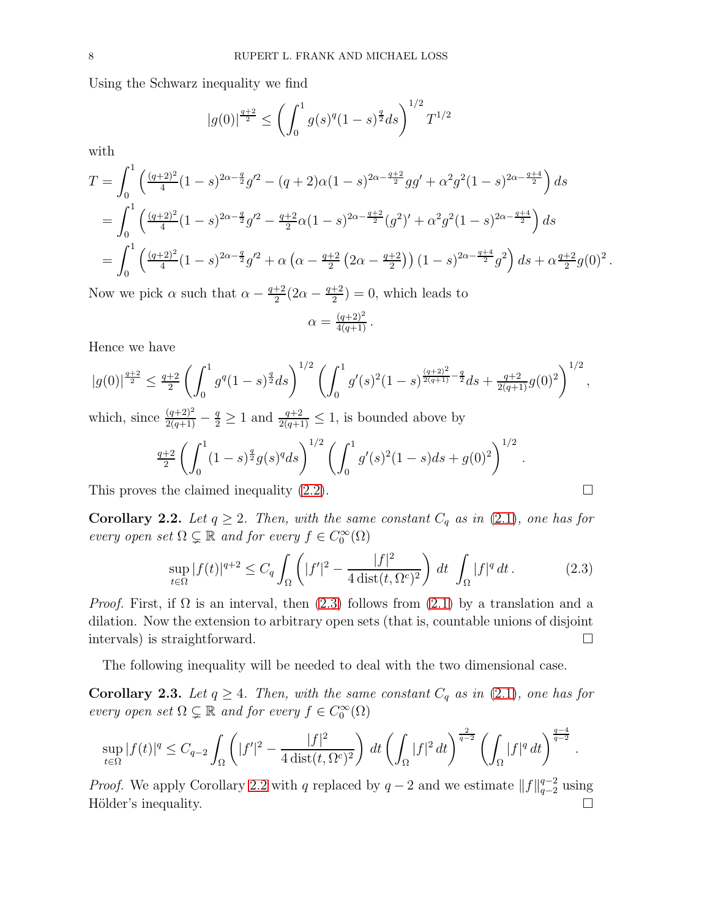Using the Schwarz inequality we find

$$|g(0)|^{\frac{q+2}{2}} \leq \left( \int_0^1 g(s)^q (1-s)^{\frac{q}{2}} ds \right)^{1/2} T^{1/2}$$

with

$$\begin{aligned}
T &= \int_0^1 \left( \tfrac{(q+2)^2}{4} (1-s)^{2\alpha - \frac{q}{2}} g'^2 - (q+2)\alpha (1-s)^{2\alpha - \frac{q+2}{2}} g g' + \alpha^2 g^2 (1-s)^{2\alpha - \frac{q+4}{2}} \right) ds \\
&= \int_0^1 \left( \tfrac{(q+2)^2}{4} (1-s)^{2\alpha - \frac{q}{2}} g'^2 - \tfrac{q+2}{2}\alpha (1-s)^{2\alpha - \frac{q+2}{2}} (g^2)' + \alpha^2 g^2 (1-s)^{2\alpha - \frac{q+4}{2}} \right) ds \\
&= \int_0^1 \left( \tfrac{(q+2)^2}{4} (1-s)^{2\alpha - \frac{q}{2}} g'^2 + \alpha \left( \alpha - \tfrac{q+2}{2} \left( 2\alpha - \tfrac{q+2}{2} \right) \right) (1-s)^{2\alpha - \frac{q+4}{2}} g^2 \right) ds + \alpha \tfrac{q+2}{2} g(0)^2 .
\end{aligned}$$

Now we pick $\alpha$ such that $\alpha - \frac{q+2}{2}(2\alpha - \frac{q+2}{2}) = 0$, which leads to

$$\alpha = \tfrac{(q+2)^2}{4(q+1)} .$$

Hence we have

$$|g(0)|^{\frac{q+2}{2}} \leq \tfrac{q+2}{2} \left( \int_0^1 g^q (1-s)^{\frac{q}{2}} ds \right)^{1/2} \left( \int_0^1 g'(s)^2 (1-s)^{\frac{(q+2)^2}{2(q+1)} - \frac{q}{2}} ds + \tfrac{q+2}{2(q+1)} g(0)^2 \right)^{1/2},$$

which, since $\frac{(q+2)^2}{2(q+1)} - \frac{q}{2} \geq 1$ and $\frac{q+2}{2(q+1)} \leq 1$, is bounded above by

$$\tfrac{q+2}{2} \left( \int_0^1 (1-s)^{\frac{q}{2}} g(s)^q ds \right)^{1/2} \left( \int_0^1 g'(s)^2 (1-s) ds + g(0)^2 \right)^{1/2} .$$

This proves the claimed inequality (2.2). $\square$

**Corollary 2.2.** *Let $q \geq 2$. Then, with the same constant $C_q$ as in (2.1), one has for every open set $\Omega \subsetneq \mathbb{R}$ and for every $f \in C_0^\infty(\Omega)$*

$$\sup_{t \in \Omega} |f(t)|^{q+2} \leq C_q \int_\Omega \left( |f'|^2 - \frac{|f|^2}{4 \operatorname{dist}(t, \Omega^c)^2} \right) dt \ \int_\Omega |f|^q \, dt . \tag{2.3}$$

*Proof.* First, if $\Omega$ is an interval, then (2.3) follows from (2.1) by a translation and a dilation. Now the extension to arbitrary open sets (that is, countable unions of disjoint intervals) is straightforward. $\square$

The following inequality will be needed to deal with the two dimensional case.

**Corollary 2.3.** *Let $q \geq 4$. Then, with the same constant $C_q$ as in (2.1), one has for every open set $\Omega \subsetneq \mathbb{R}$ and for every $f \in C_0^\infty(\Omega)$*

$$\sup_{t \in \Omega} |f(t)|^q \leq C_{q-2} \int_\Omega \left( |f'|^2 - \frac{|f|^2}{4 \operatorname{dist}(t, \Omega^c)^2} \right) dt \left( \int_\Omega |f|^2 \, dt \right)^{\frac{2}{q-2}} \left( \int_\Omega |f|^q \, dt \right)^{\frac{q-4}{q-2}} .$$

*Proof.* We apply Corollary 2.2 with $q$ replaced by $q-2$ and we estimate $\|f\|_{q-2}^{q-2}$ using Hölder's inequality. $\square$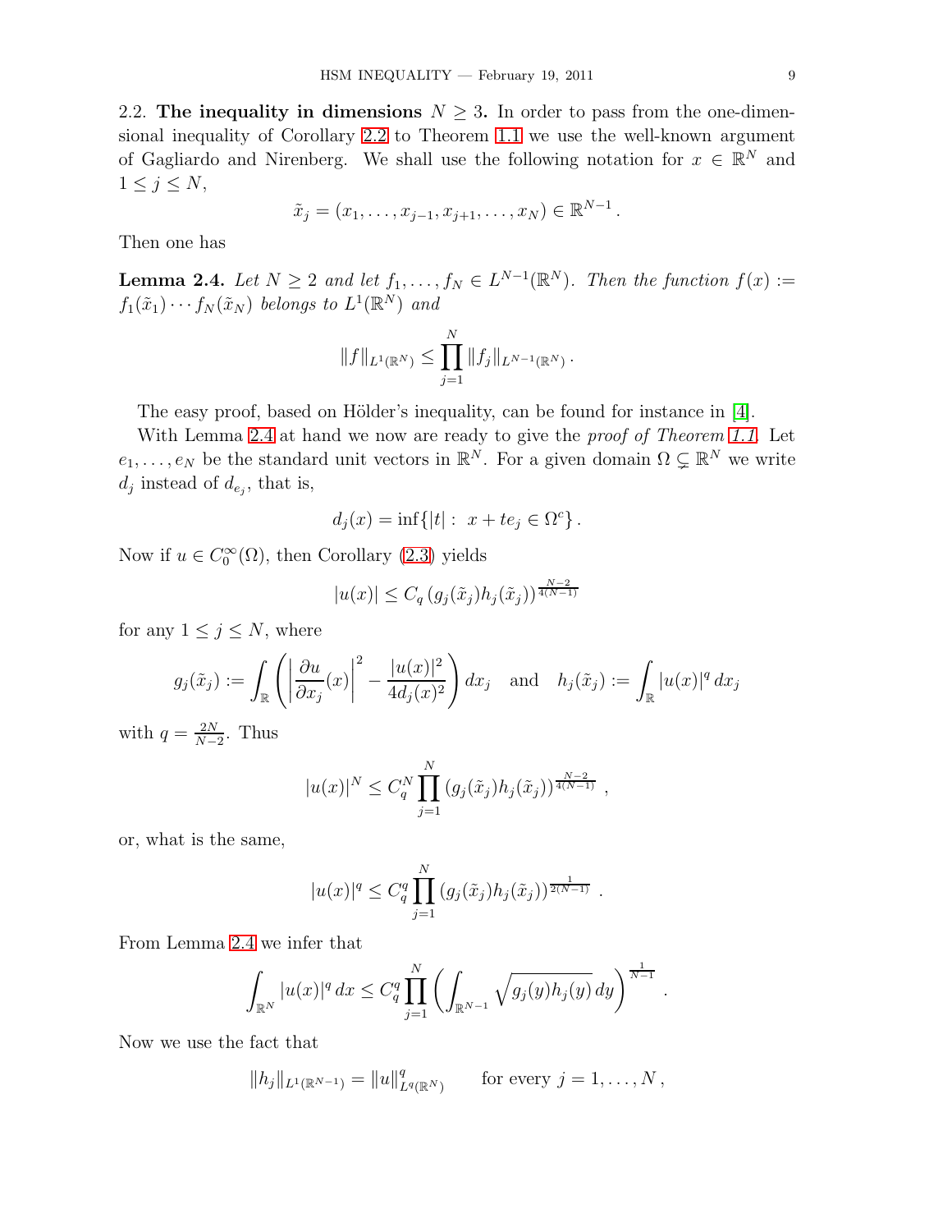2.2. **The inequality in dimensions $N \geq 3$.** In order to pass from the one-dimensional inequality of Corollary 2.2 to Theorem 1.1 we use the well-known argument of Gagliardo and Nirenberg. We shall use the following notation for $x \in \mathbb{R}^N$ and $1 \leq j \leq N$,

$$\tilde{x}_j = (x_1, \ldots, x_{j-1}, x_{j+1}, \ldots, x_N) \in \mathbb{R}^{N-1} .$$

Then one has

**Lemma 2.4.** *Let $N \geq 2$ and let $f_1, \ldots, f_N \in L^{N-1}(\mathbb{R}^N)$. Then the function $f(x) := f_1(\tilde{x}_1) \cdots f_N(\tilde{x}_N)$ belongs to $L^1(\mathbb{R}^N)$ and*

$$\|f\|_{L^1(\mathbb{R}^N)} \leq \prod_{j=1}^{N} \|f_j\|_{L^{N-1}(\mathbb{R}^N)} .$$

The easy proof, based on Hölder's inequality, can be found for instance in [4].

With Lemma 2.4 at hand we now are ready to give the *proof of Theorem 1.1*. Let $e_1, \ldots, e_N$ be the standard unit vectors in $\mathbb{R}^N$. For a given domain $\Omega \subsetneq \mathbb{R}^N$ we write $d_j$ instead of $d_{e_j}$, that is,

$$d_j(x) = \inf\{|t| : \; x + te_j \in \Omega^c\} .$$

Now if $u \in C_0^\infty(\Omega)$, then Corollary (2.3) yields

$$|u(x)| \leq C_q \left(g_j(\tilde{x}_j) h_j(\tilde{x}_j)\right)^{\frac{N-2}{4(N-1)}}$$

for any $1 \leq j \leq N$, where

$$g_j(\tilde{x}_j) := \int_{\mathbb{R}} \left( \left| \frac{\partial u}{\partial x_j}(x) \right|^2 - \frac{|u(x)|^2}{4 d_j(x)^2} \right) dx_j \quad \text{and} \quad h_j(\tilde{x}_j) := \int_{\mathbb{R}} |u(x)|^q \, dx_j$$

with $q = \frac{2N}{N-2}$. Thus

$$|u(x)|^N \leq C_q^N \prod_{j=1}^{N} \left(g_j(\tilde{x}_j) h_j(\tilde{x}_j)\right)^{\frac{N-2}{4(N-1)}} ,$$

or, what is the same,

$$|u(x)|^q \leq C_q^q \prod_{j=1}^{N} \left(g_j(\tilde{x}_j) h_j(\tilde{x}_j)\right)^{\frac{1}{2(N-1)}} .$$

From Lemma 2.4 we infer that

$$\int_{\mathbb{R}^N} |u(x)|^q \, dx \leq C_q^q \prod_{j=1}^{N} \left( \int_{\mathbb{R}^{N-1}} \sqrt{g_j(y) h_j(y)} \, dy \right)^{\frac{1}{N-1}} .$$

Now we use the fact that

$$\|h_j\|_{L^1(\mathbb{R}^{N-1})} = \|u\|_{L^q(\mathbb{R}^N)}^q \qquad \text{for every } j = 1, \ldots, N ,$$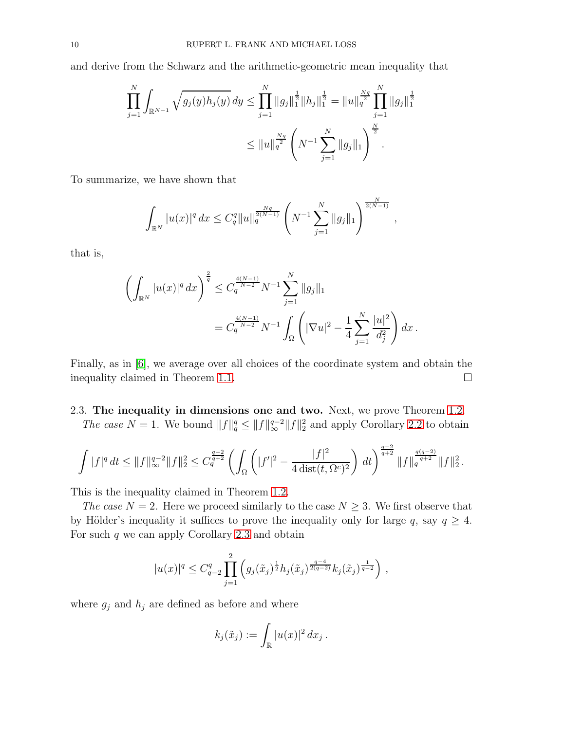and derive from the Schwarz and the arithmetic-geometric mean inequality that

$$
\begin{aligned}
\prod_{j=1}^N \int_{\mathbb{R}^{N-1}} \sqrt{g_j(y) h_j(y)}\, dy &\le \prod_{j=1}^N \|g_j\|_1^{\frac12} \|h_j\|_1^{\frac12} = \|u\|_q^{\frac{Nq}{2}} \prod_{j=1}^N \|g_j\|_1^{\frac12} \\
&\le \|u\|_q^{\frac{Nq}{2}} \left( N^{-1} \sum_{j=1}^N \|g_j\|_1 \right)^{\frac{N}{2}} .
\end{aligned}
$$

To summarize, we have shown that

$$
\int_{\mathbb{R}^N} |u(x)|^q \, dx \le C_q^q \|u\|_q^{\frac{Nq}{2(N-1)}} \left( N^{-1} \sum_{j=1}^N \|g_j\|_1 \right)^{\frac{N}{2(N-1)}} ,
$$

that is,

$$
\begin{aligned}
\left( \int_{\mathbb{R}^N} |u(x)|^q \, dx \right)^{\frac{2}{q}} &\le C_q^{\frac{4(N-1)}{N-2}} N^{-1} \sum_{j=1}^N \|g_j\|_1 \\
&= C_q^{\frac{4(N-1)}{N-2}} N^{-1} \int_\Omega \left( |\nabla u|^2 - \frac14 \sum_{j=1}^N \frac{|u|^2}{d_j^2} \right) dx \, .
\end{aligned}
$$

Finally, as in [6], we average over all choices of the coordinate system and obtain the inequality claimed in Theorem 1.1. $\square$

2.3. **The inequality in dimensions one and two.** Next, we prove Theorem 1.2.

*The case $N=1$.* We bound $\|f\|_q^q \le \|f\|_\infty^{q-2} \|f\|_2^2$ and apply Corollary 2.2 to obtain

$$
\int |f|^q \, dt \le \|f\|_\infty^{q-2} \|f\|_2^2 \le C_q^{\frac{q-2}{q+2}} \left( \int_\Omega \left( |f'|^2 - \frac{|f|^2}{4 \operatorname{dist}(t, \Omega^c)^2} \right) dt \right)^{\frac{q-2}{q+2}} \|f\|_q^{\frac{q(q-2)}{q+2}} \|f\|_2^2 .
$$

This is the inequality claimed in Theorem 1.2.

*The case $N=2$.* Here we proceed similarly to the case $N \ge 3$. We first observe that by Hölder's inequality it suffices to prove the inequality only for large $q$, say $q \ge 4$. For such $q$ we can apply Corollary 2.3 and obtain

$$
|u(x)|^q \le C_{q-2}^q \prod_{j=1}^2 \left( g_j(\tilde{x}_j)^{\frac12} h_j(\tilde{x}_j)^{\frac{q-4}{2(q-2)}} k_j(\tilde{x}_j)^{\frac{1}{q-2}} \right) ,
$$

where $g_j$ and $h_j$ are defined as before and where

$$
k_j(\tilde{x}_j) := \int_{\mathbb{R}} |u(x)|^2 \, dx_j \, .
$$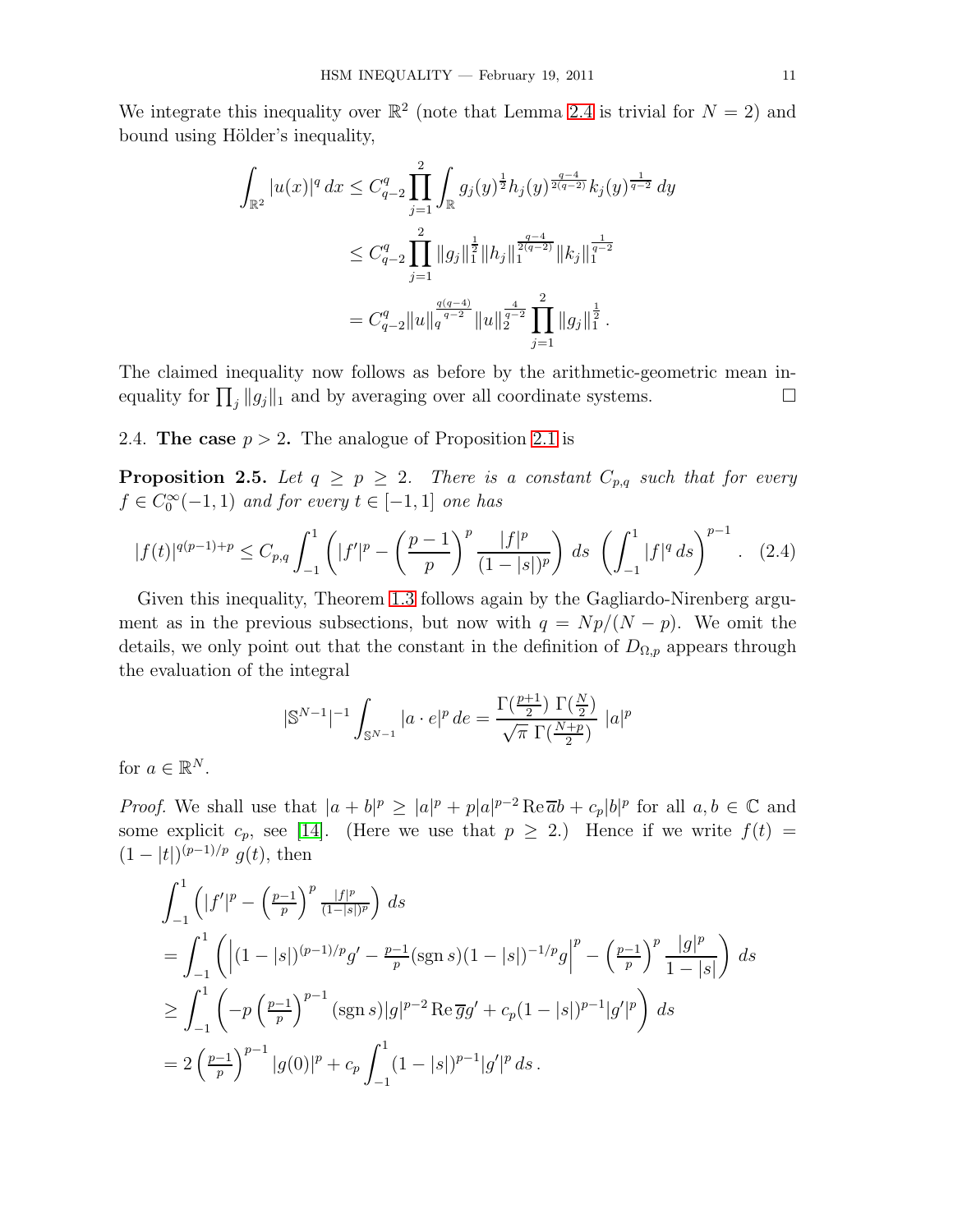We integrate this inequality over $\mathbb{R}^2$ (note that Lemma 2.4 is trivial for $N = 2$) and bound using Hölder's inequality,

$$
\begin{aligned}
\int_{\mathbb{R}^2} |u(x)|^q \, dx &\leq C_{q-2}^q \prod_{j=1}^{2} \int_{\mathbb{R}} g_j(y)^{\frac{1}{2}} h_j(y)^{\frac{q-4}{2(q-2)}} k_j(y)^{\frac{1}{q-2}} \, dy \\
&\leq C_{q-2}^q \prod_{j=1}^{2} \|g_j\|_1^{\frac{1}{2}} \|h_j\|_1^{\frac{q-4}{2(q-2)}} \|k_j\|_1^{\frac{1}{q-2}} \\
&= C_{q-2}^q \|u\|_q^{\frac{q(q-4)}{q-2}} \|u\|_2^{\frac{4}{q-2}} \prod_{j=1}^{2} \|g_j\|_1^{\frac{1}{2}} .
\end{aligned}
$$

The claimed inequality now follows as before by the arithmetic-geometric mean inequality for $\prod_j \|g_j\|_1$ and by averaging over all coordinate systems. $\square$

2.4. **The case $p > 2$.** The analogue of Proposition 2.1 is

**Proposition 2.5.** *Let $q \geq p \geq 2$. There is a constant $C_{p,q}$ such that for every $f \in C_0^\infty(-1,1)$ and for every $t \in [-1,1]$ one has*

$$
|f(t)|^{q(p-1)+p} \leq C_{p,q} \int_{-1}^{1} \left( |f'|^p - \left(\frac{p-1}{p}\right)^p \frac{|f|^p}{(1-|s|)^p} \right) \, ds \, \left( \int_{-1}^{1} |f|^q \, ds \right)^{p-1} . \quad (2.4)
$$

Given this inequality, Theorem 1.3 follows again by the Gagliardo-Nirenberg argument as in the previous subsections, but now with $q = Np/(N-p)$. We omit the details, we only point out that the constant in the definition of $D_{\Omega,p}$ appears through the evaluation of the integral

$$
|\mathbb{S}^{N-1}|^{-1} \int_{\mathbb{S}^{N-1}} |a \cdot e|^p \, de = \frac{\Gamma(\frac{p+1}{2}) \, \Gamma(\frac{N}{2})}{\sqrt{\pi} \, \Gamma(\frac{N+p}{2})} \, |a|^p
$$

for $a \in \mathbb{R}^N$.

*Proof.* We shall use that $|a+b|^p \geq |a|^p + p|a|^{p-2} \operatorname{Re} \overline{a} b + c_p |b|^p$ for all $a, b \in \mathbb{C}$ and some explicit $c_p$, see [14]. (Here we use that $p \geq 2$.) Hence if we write $f(t) = (1-|t|)^{(p-1)/p} \, g(t)$, then

$$
\begin{aligned}
&\int_{-1}^{1} \left( |f'|^p - \left(\tfrac{p-1}{p}\right)^p \tfrac{|f|^p}{(1-|s|)^p} \right) \, ds \\
&= \int_{-1}^{1} \left( \left| (1-|s|)^{(p-1)/p} g' - \tfrac{p-1}{p} (\operatorname{sgn} s)(1-|s|)^{-1/p} g \right|^p - \left(\tfrac{p-1}{p}\right)^p \frac{|g|^p}{1-|s|} \right) \, ds \\
&\geq \int_{-1}^{1} \left( -p \left(\tfrac{p-1}{p}\right)^{p-1} (\operatorname{sgn} s) |g|^{p-2} \operatorname{Re} \overline{g} g' + c_p (1-|s|)^{p-1} |g'|^p \right) \, ds \\
&= 2 \left(\tfrac{p-1}{p}\right)^{p-1} |g(0)|^p + c_p \int_{-1}^{1} (1-|s|)^{p-1} |g'|^p \, ds .
\end{aligned}
$$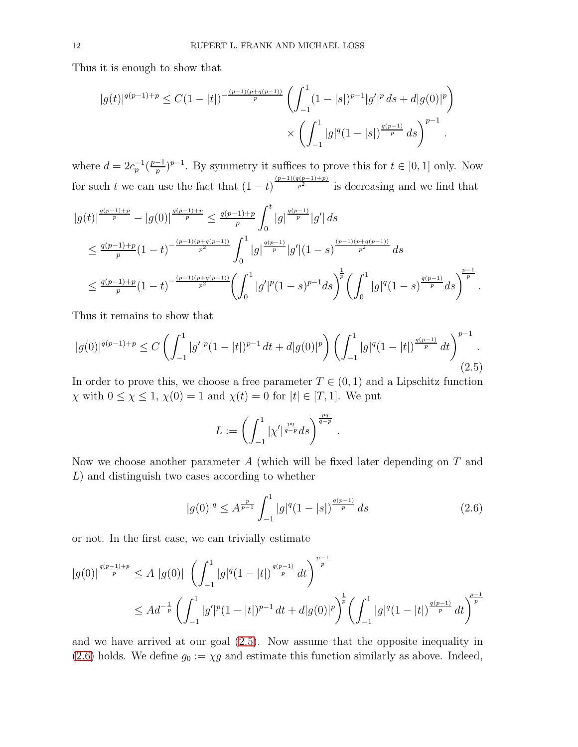Thus it is enough to show that

$$
|g(t)|^{q(p-1)+p} \leq C(1-|t|)^{-\frac{(p-1)(p+q(p-1))}{p}} \left( \int_{-1}^{1} (1-|s|)^{p-1} |g'|^p \, ds + d|g(0)|^p \right) \times \left( \int_{-1}^{1} |g|^q (1-|s|)^{\frac{q(p-1)}{p}} \, ds \right)^{p-1} .
$$

where $d = 2c_p^{-1}(\frac{p-1}{p})^{p-1}$. By symmetry it suffices to prove this for $t \in [0,1]$ only. Now for such $t$ we can use the fact that $(1-t)^{\frac{(p-1)(q(p-1)+p)}{p^2}}$ is decreasing and we find that

$$
\begin{aligned}
|g(t)|^{\frac{q(p-1)+p}{p}} - |g(0)|^{\frac{q(p-1)+p}{p}} &\leq \tfrac{q(p-1)+p}{p} \int_0^t |g|^{\frac{q(p-1)}{p}} |g'| \, ds \\
&\leq \tfrac{q(p-1)+p}{p} (1-t)^{-\frac{(p-1)(p+q(p-1))}{p^2}} \int_0^1 |g|^{\frac{q(p-1)}{p}} |g'| (1-s)^{\frac{(p-1)(p+q(p-1))}{p^2}} \, ds \\
&\leq \tfrac{q(p-1)+p}{p} (1-t)^{-\frac{(p-1)(p+q(p-1))}{p^2}} \left( \int_0^1 |g'|^p (1-s)^{p-1} ds \right)^{\frac{1}{p}} \left( \int_0^1 |g|^q (1-s)^{\frac{q(p-1)}{p}} ds \right)^{\frac{p-1}{p}} .
\end{aligned}
$$

Thus it remains to show that

$$
|g(0)|^{q(p-1)+p} \leq C \left( \int_{-1}^{1} |g'|^p (1-|t|)^{p-1} \, dt + d|g(0)|^p \right) \left( \int_{-1}^{1} |g|^q (1-|t|)^{\frac{q(p-1)}{p}} \, dt \right)^{p-1} . \tag{2.5}
$$

In order to prove this, we choose a free parameter $T \in (0,1)$ and a Lipschitz function $\chi$ with $0 \leq \chi \leq 1$, $\chi(0) = 1$ and $\chi(t) = 0$ for $|t| \in [T,1]$. We put

$$
L := \left( \int_{-1}^{1} |\chi'|^{\frac{pq}{q-p}} ds \right)^{\frac{pq}{q-p}} .
$$

Now we choose another parameter $A$ (which will be fixed later depending on $T$ and $L$) and distinguish two cases according to whether

$$
|g(0)|^q \leq A^{\frac{p}{p-1}} \int_{-1}^{1} |g|^q (1-|s|)^{\frac{q(p-1)}{p}} \, ds \tag{2.6}
$$

or not. In the first case, we can trivially estimate

$$
\begin{aligned}
|g(0)|^{\frac{q(p-1)+p}{p}} &\leq A \, |g(0)| \, \left( \int_{-1}^{1} |g|^q (1-|t|)^{\frac{q(p-1)}{p}} \, dt \right)^{\frac{p-1}{p}} \\
&\leq A d^{-\frac{1}{p}} \left( \int_{-1}^{1} |g'|^p (1-|t|)^{p-1} \, dt + d|g(0)|^p \right)^{\frac{1}{p}} \left( \int_{-1}^{1} |g|^q (1-|t|)^{\frac{q(p-1)}{p}} \, dt \right)^{\frac{p-1}{p}}
\end{aligned}
$$

and we have arrived at our goal (2.5). Now assume that the opposite inequality in (2.6) holds. We define $g_0 := \chi g$ and estimate this function similarly as above. Indeed,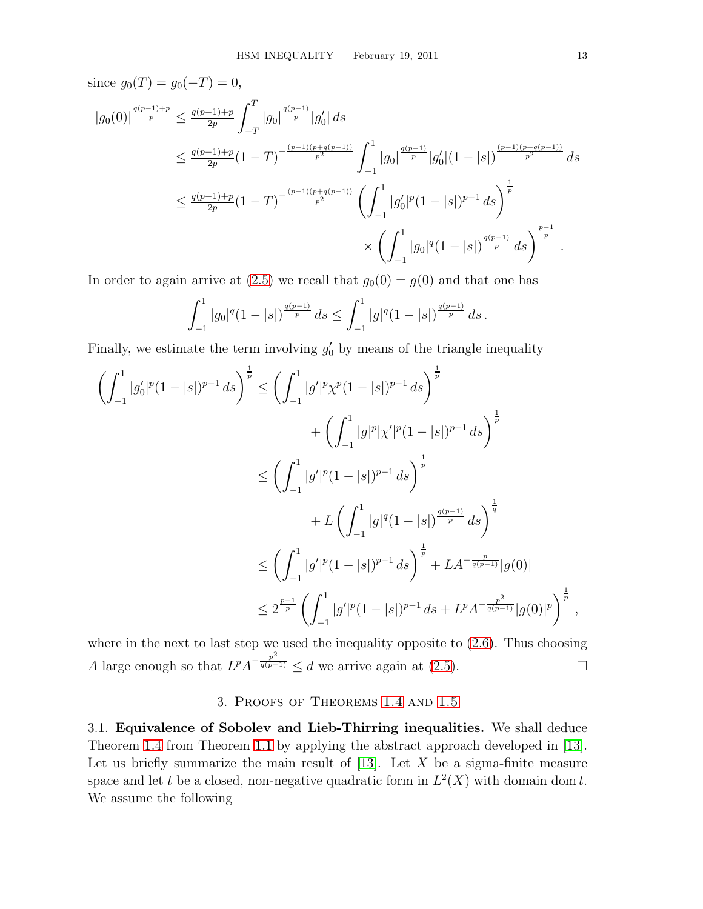since $g_0(T) = g_0(-T) = 0$,

$$
\begin{aligned}
|g_0(0)|^{\frac{q(p-1)+p}{p}} &\leq \tfrac{q(p-1)+p}{2p} \int_{-T}^{T} |g_0|^{\frac{q(p-1)}{p}} |g_0'| \, ds \\
&\leq \tfrac{q(p-1)+p}{2p} (1-T)^{-\frac{(p-1)(p+q(p-1))}{p^2}} \int_{-1}^{1} |g_0|^{\frac{q(p-1)}{p}} |g_0'| (1-|s|)^{\frac{(p-1)(p+q(p-1))}{p^2}} \, ds \\
&\leq \tfrac{q(p-1)+p}{2p} (1-T)^{-\frac{(p-1)(p+q(p-1))}{p^2}} \left( \int_{-1}^{1} |g_0'|^p (1-|s|)^{p-1} \, ds \right)^{\frac{1}{p}} \\
&\qquad\qquad \times \left( \int_{-1}^{1} |g_0|^q (1-|s|)^{\frac{q(p-1)}{p}} \, ds \right)^{\frac{p-1}{p}} .
\end{aligned}
$$

In order to again arrive at (2.5) we recall that $g_0(0) = g(0)$ and that one has

$$
\int_{-1}^{1} |g_0|^q (1-|s|)^{\frac{q(p-1)}{p}} \, ds \leq \int_{-1}^{1} |g|^q (1-|s|)^{\frac{q(p-1)}{p}} \, ds \, .
$$

Finally, we estimate the term involving $g_0'$ by means of the triangle inequality

$$
\begin{aligned}
\left( \int_{-1}^{1} |g_0'|^p (1-|s|)^{p-1} \, ds \right)^{\frac{1}{p}} &\leq \left( \int_{-1}^{1} |g'|^p \chi^p (1-|s|)^{p-1} \, ds \right)^{\frac{1}{p}} \\
&\qquad + \left( \int_{-1}^{1} |g|^p |\chi'|^p (1-|s|)^{p-1} \, ds \right)^{\frac{1}{p}} \\
&\leq \left( \int_{-1}^{1} |g'|^p (1-|s|)^{p-1} \, ds \right)^{\frac{1}{p}} \\
&\qquad + L \left( \int_{-1}^{1} |g|^q (1-|s|)^{\frac{q(p-1)}{p}} \, ds \right)^{\frac{1}{q}} \\
&\leq \left( \int_{-1}^{1} |g'|^p (1-|s|)^{p-1} \, ds \right)^{\frac{1}{p}} + L A^{-\frac{p}{q(p-1)}} |g(0)| \\
&\leq 2^{\frac{p-1}{p}} \left( \int_{-1}^{1} |g'|^p (1-|s|)^{p-1} \, ds + L^p A^{-\frac{p^2}{q(p-1)}} |g(0)|^p \right)^{\frac{1}{p}} ,
\end{aligned}
$$

where in the next to last step we used the inequality opposite to (2.6). Thus choosing $A$ large enough so that $L^p A^{-\frac{p^2}{q(p-1)}} \leq d$ we arrive again at (2.5). $\square$

## 3. Proofs of Theorems 1.4 and 1.5

**3.1. Equivalence of Sobolev and Lieb-Thirring inequalities.** We shall deduce Theorem 1.4 from Theorem 1.1 by applying the abstract approach developed in [13]. Let us briefly summarize the main result of [13]. Let $X$ be a sigma-finite measure space and let $t$ be a closed, non-negative quadratic form in $L^2(X)$ with domain $\operatorname{dom} t$. We assume the following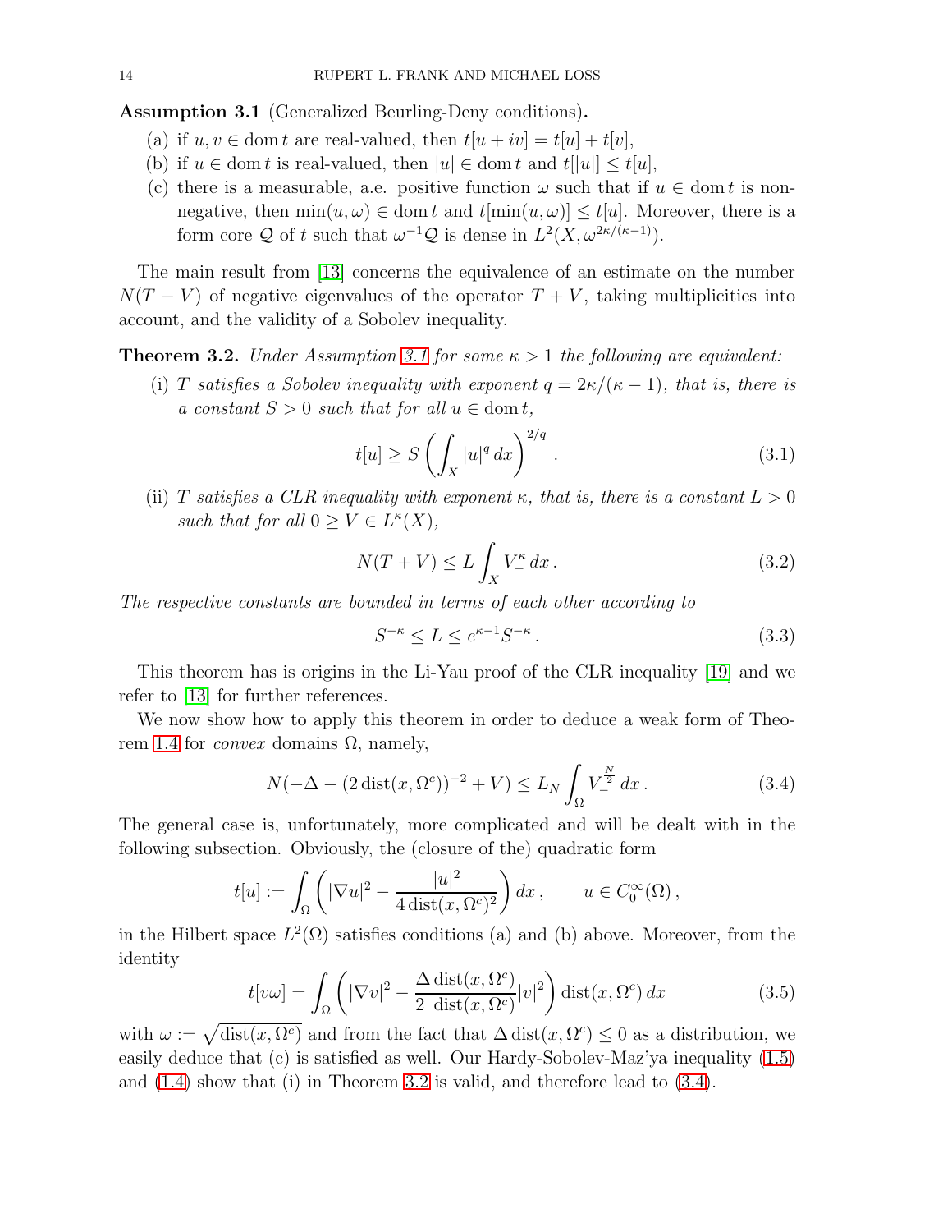**Assumption 3.1** (Generalized Beurling-Deny conditions)**.**

(a) if $u, v \in \operatorname{dom} t$ are real-valued, then $t[u+iv] = t[u] + t[v]$,

(b) if $u \in \operatorname{dom} t$ is real-valued, then $|u| \in \operatorname{dom} t$ and $t[|u|] \leq t[u]$,

(c) there is a measurable, a.e. positive function $\omega$ such that if $u \in \operatorname{dom} t$ is non-negative, then $\min(u, \omega) \in \operatorname{dom} t$ and $t[\min(u,\omega)] \leq t[u]$. Moreover, there is a form core $\mathcal{Q}$ of $t$ such that $\omega^{-1}\mathcal{Q}$ is dense in $L^2(X, \omega^{2\kappa/(\kappa-1)})$.

The main result from [13] concerns the equivalence of an estimate on the number $N(T-V)$ of negative eigenvalues of the operator $T+V$, taking multiplicities into account, and the validity of a Sobolev inequality.

**Theorem 3.2.** *Under Assumption 3.1 for some $\kappa > 1$ the following are equivalent:*

(i) *$T$ satisfies a Sobolev inequality with exponent $q = 2\kappa/(\kappa-1)$, that is, there is a constant $S > 0$ such that for all $u \in \operatorname{dom} t$,*

$$t[u] \geq S \left( \int_X |u|^q \, dx \right)^{2/q} . \tag{3.1}$$

(ii) *$T$ satisfies a CLR inequality with exponent $\kappa$, that is, there is a constant $L > 0$ such that for all $0 \geq V \in L^\kappa(X)$,*

$$N(T+V) \leq L \int_X V_-^\kappa \, dx \, . \tag{3.2}$$

*The respective constants are bounded in terms of each other according to*

$$S^{-\kappa} \leq L \leq e^{\kappa-1} S^{-\kappa} \, . \tag{3.3}$$

This theorem has is origins in the Li-Yau proof of the CLR inequality [19] and we refer to [13] for further references.

We now show how to apply this theorem in order to deduce a weak form of Theorem 1.4 for *convex* domains $\Omega$, namely,

$$N(-\Delta - (2\operatorname{dist}(x,\Omega^c))^{-2} + V) \leq L_N \int_\Omega V_-^{\frac{N}{2}} \, dx \, . \tag{3.4}$$

The general case is, unfortunately, more complicated and will be dealt with in the following subsection. Obviously, the (closure of the) quadratic form

$$t[u] := \int_\Omega \left( |\nabla u|^2 - \frac{|u|^2}{4\operatorname{dist}(x,\Omega^c)^2} \right) dx \, , \qquad u \in C_0^\infty(\Omega) \, ,$$

in the Hilbert space $L^2(\Omega)$ satisfies conditions (a) and (b) above. Moreover, from the identity

$$t[v\omega] = \int_\Omega \left( |\nabla v|^2 - \frac{\Delta \operatorname{dist}(x,\Omega^c)}{2 \, \operatorname{dist}(x,\Omega^c)} |v|^2 \right) \operatorname{dist}(x,\Omega^c) \, dx \tag{3.5}$$

with $\omega := \sqrt{\operatorname{dist}(x,\Omega^c)}$ and from the fact that $\Delta \operatorname{dist}(x,\Omega^c) \leq 0$ as a distribution, we easily deduce that (c) is satisfied as well. Our Hardy-Sobolev-Maz'ya inequality (1.5) and (1.4) show that (i) in Theorem 3.2 is valid, and therefore lead to (3.4).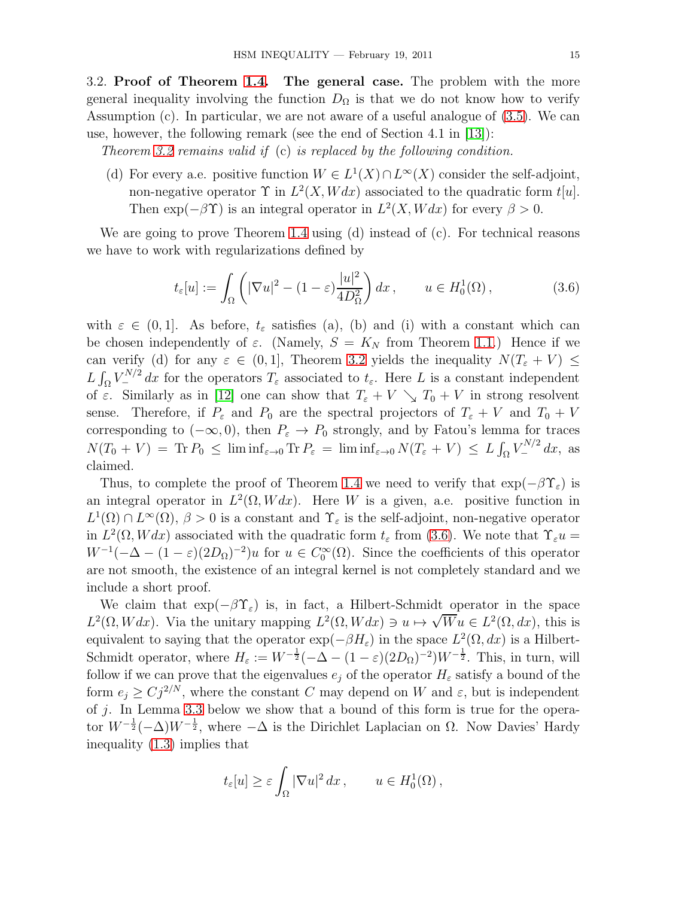3.2. **Proof of Theorem 1.4. The general case.** The problem with the more general inequality involving the function $D_\Omega$ is that we do not know how to verify Assumption (c). In particular, we are not aware of a useful analogue of (3.5). We can use, however, the following remark (see the end of Section 4.1 in [13]):

*Theorem 3.2 remains valid if* (c) *is replaced by the following condition.*

(d) For every a.e. positive function $W \in L^1(X) \cap L^\infty(X)$ consider the self-adjoint, non-negative operator $\Upsilon$ in $L^2(X, W dx)$ associated to the quadratic form $t[u]$. Then $\exp(-\beta\Upsilon)$ is an integral operator in $L^2(X, W dx)$ for every $\beta > 0$.

We are going to prove Theorem 1.4 using (d) instead of (c). For technical reasons we have to work with regularizations defined by

$$t_\varepsilon[u] := \int_\Omega \left( |\nabla u|^2 - (1-\varepsilon) \frac{|u|^2}{4D_\Omega^2} \right) dx \,, \qquad u \in H_0^1(\Omega) \,, \tag{3.6}$$

with $\varepsilon \in (0, 1]$. As before, $t_\varepsilon$ satisfies (a), (b) and (i) with a constant which can be chosen independently of $\varepsilon$. (Namely, $S = K_N$ from Theorem 1.1.) Hence if we can verify (d) for any $\varepsilon \in (0, 1]$, Theorem 3.2 yields the inequality $N(T_\varepsilon + V) \leq L \int_\Omega V_-^{N/2} \, dx$ for the operators $T_\varepsilon$ associated to $t_\varepsilon$. Here $L$ is a constant independent of $\varepsilon$. Similarly as in [12] one can show that $T_\varepsilon + V \searrow T_0 + V$ in strong resolvent sense. Therefore, if $P_\varepsilon$ and $P_0$ are the spectral projectors of $T_\varepsilon + V$ and $T_0 + V$ corresponding to $(-\infty, 0)$, then $P_\varepsilon \to P_0$ strongly, and by Fatou's lemma for traces $N(T_0 + V) = \operatorname{Tr} P_0 \leq \liminf_{\varepsilon\to 0} \operatorname{Tr} P_\varepsilon = \liminf_{\varepsilon \to 0} N(T_\varepsilon + V) \leq L \int_\Omega V_-^{N/2} \, dx$, as claimed.

Thus, to complete the proof of Theorem 1.4 we need to verify that $\exp(-\beta\Upsilon_\varepsilon)$ is an integral operator in $L^2(\Omega, W dx)$. Here $W$ is a given, a.e. positive function in $L^1(\Omega) \cap L^\infty(\Omega)$, $\beta > 0$ is a constant and $\Upsilon_\varepsilon$ is the self-adjoint, non-negative operator in $L^2(\Omega, W dx)$ associated with the quadratic form $t_\varepsilon$ from (3.6). We note that $\Upsilon_\varepsilon u = W^{-1}(-\Delta - (1-\varepsilon)(2D_\Omega)^{-2})u$ for $u \in C_0^\infty(\Omega)$. Since the coefficients of this operator are not smooth, the existence of an integral kernel is not completely standard and we include a short proof.

We claim that $\exp(-\beta\Upsilon_\varepsilon)$ is, in fact, a Hilbert-Schmidt operator in the space $L^2(\Omega, W dx)$. Via the unitary mapping $L^2(\Omega, W dx) \ni u \mapsto \sqrt{W} u \in L^2(\Omega, dx)$, this is equivalent to saying that the operator $\exp(-\beta H_\varepsilon)$ in the space $L^2(\Omega, dx)$ is a Hilbert-Schmidt operator, where $H_\varepsilon := W^{-\frac{1}{2}}(-\Delta - (1-\varepsilon)(2D_\Omega)^{-2})W^{-\frac{1}{2}}$. This, in turn, will follow if we can prove that the eigenvalues $e_j$ of the operator $H_\varepsilon$ satisfy a bound of the form $e_j \geq C j^{2/N}$, where the constant $C$ may depend on $W$ and $\varepsilon$, but is independent of $j$. In Lemma 3.3 below we show that a bound of this form is true for the operator $W^{-\frac{1}{2}}(-\Delta)W^{-\frac{1}{2}}$, where $-\Delta$ is the Dirichlet Laplacian on $\Omega$. Now Davies' Hardy inequality (1.3) implies that

$$t_\varepsilon[u] \geq \varepsilon \int_\Omega |\nabla u|^2 \, dx \,, \qquad u \in H_0^1(\Omega) \,,$$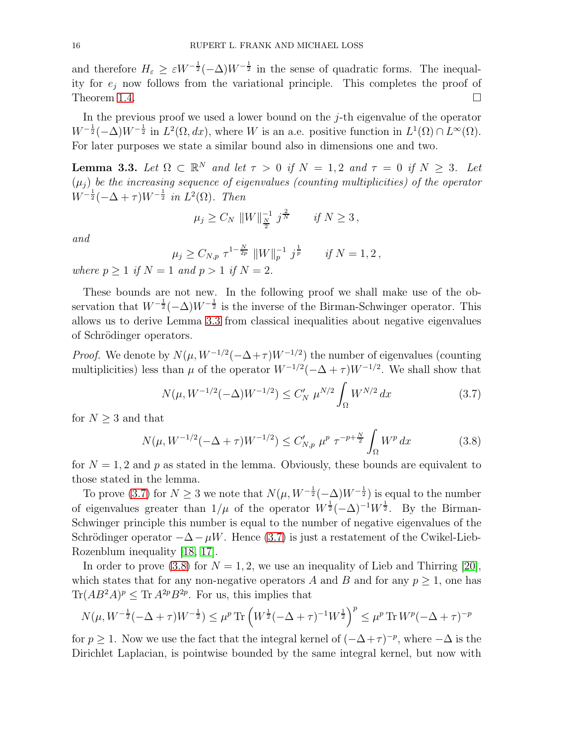and therefore $H_\varepsilon \geq \varepsilon W^{-\frac{1}{2}}(-\Delta)W^{-\frac{1}{2}}$ in the sense of quadratic forms. The inequality for $e_j$ now follows from the variational principle. This completes the proof of Theorem 1.4. □

In the previous proof we used a lower bound on the $j$-th eigenvalue of the operator $W^{-\frac{1}{2}}(-\Delta)W^{-\frac{1}{2}}$ in $L^2(\Omega, dx)$, where $W$ is an a.e. positive function in $L^1(\Omega) \cap L^\infty(\Omega)$. For later purposes we state a similar bound also in dimensions one and two.

**Lemma 3.3.** *Let $\Omega \subset \mathbb{R}^N$ and let $\tau > 0$ if $N = 1, 2$ and $\tau = 0$ if $N \geq 3$. Let $(\mu_j)$ be the increasing sequence of eigenvalues (counting multiplicities) of the operator $W^{-\frac{1}{2}}(-\Delta + \tau)W^{-\frac{1}{2}}$ in $L^2(\Omega)$. Then*

$$\mu_j \geq C_N \, \|W\|_{\frac{N}{2}}^{-1} \, j^{\frac{2}{N}} \qquad \textit{if } N \geq 3\,,$$

*and*

$$\mu_j \geq C_{N,p} \, \tau^{1-\frac{N}{2p}} \, \|W\|_p^{-1} \, j^{\frac{1}{p}} \qquad \textit{if } N = 1, 2\,,$$

*where $p \geq 1$ if $N = 1$ and $p > 1$ if $N = 2$.*

These bounds are not new. In the following proof we shall make use of the observation that $W^{-\frac{1}{2}}(-\Delta)W^{-\frac{1}{2}}$ is the inverse of the Birman-Schwinger operator. This allows us to derive Lemma 3.3 from classical inequalities about negative eigenvalues of Schrödinger operators.

*Proof.* We denote by $N(\mu, W^{-1/2}(-\Delta+\tau)W^{-1/2})$ the number of eigenvalues (counting multiplicities) less than $\mu$ of the operator $W^{-1/2}(-\Delta + \tau)W^{-1/2}$. We shall show that

$$N(\mu, W^{-1/2}(-\Delta)W^{-1/2}) \leq C_N' \, \mu^{N/2} \int_\Omega W^{N/2} \, dx \tag{3.7}$$

for $N \geq 3$ and that

$$N(\mu, W^{-1/2}(-\Delta + \tau)W^{-1/2}) \leq C_{N,p}' \, \mu^p \, \tau^{-p+\frac{N}{2}} \int_\Omega W^p \, dx \tag{3.8}$$

for $N = 1, 2$ and $p$ as stated in the lemma. Obviously, these bounds are equivalent to those stated in the lemma.

To prove (3.7) for $N \geq 3$ we note that $N(\mu, W^{-\frac{1}{2}}(-\Delta)W^{-\frac{1}{2}})$ is equal to the number of eigenvalues greater than $1/\mu$ of the operator $W^{\frac{1}{2}}(-\Delta)^{-1}W^{\frac{1}{2}}$. By the Birman-Schwinger principle this number is equal to the number of negative eigenvalues of the Schrödinger operator $-\Delta - \mu W$. Hence (3.7) is just a restatement of the Cwikel-Lieb-Rozenblum inequality [18, 17].

In order to prove (3.8) for $N = 1, 2$, we use an inequality of Lieb and Thirring [20], which states that for any non-negative operators $A$ and $B$ and for any $p \geq 1$, one has $\operatorname{Tr}(AB^2A)^p \leq \operatorname{Tr} A^{2p}B^{2p}$. For us, this implies that

$$N(\mu, W^{-\frac{1}{2}}(-\Delta + \tau)W^{-\frac{1}{2}}) \leq \mu^p \operatorname{Tr}\left(W^{\frac{1}{2}}(-\Delta + \tau)^{-1}W^{\frac{1}{2}}\right)^p \leq \mu^p \operatorname{Tr} W^p(-\Delta + \tau)^{-p}$$

for $p \geq 1$. Now we use the fact that the integral kernel of $(-\Delta + \tau)^{-p}$, where $-\Delta$ is the Dirichlet Laplacian, is pointwise bounded by the same integral kernel, but now with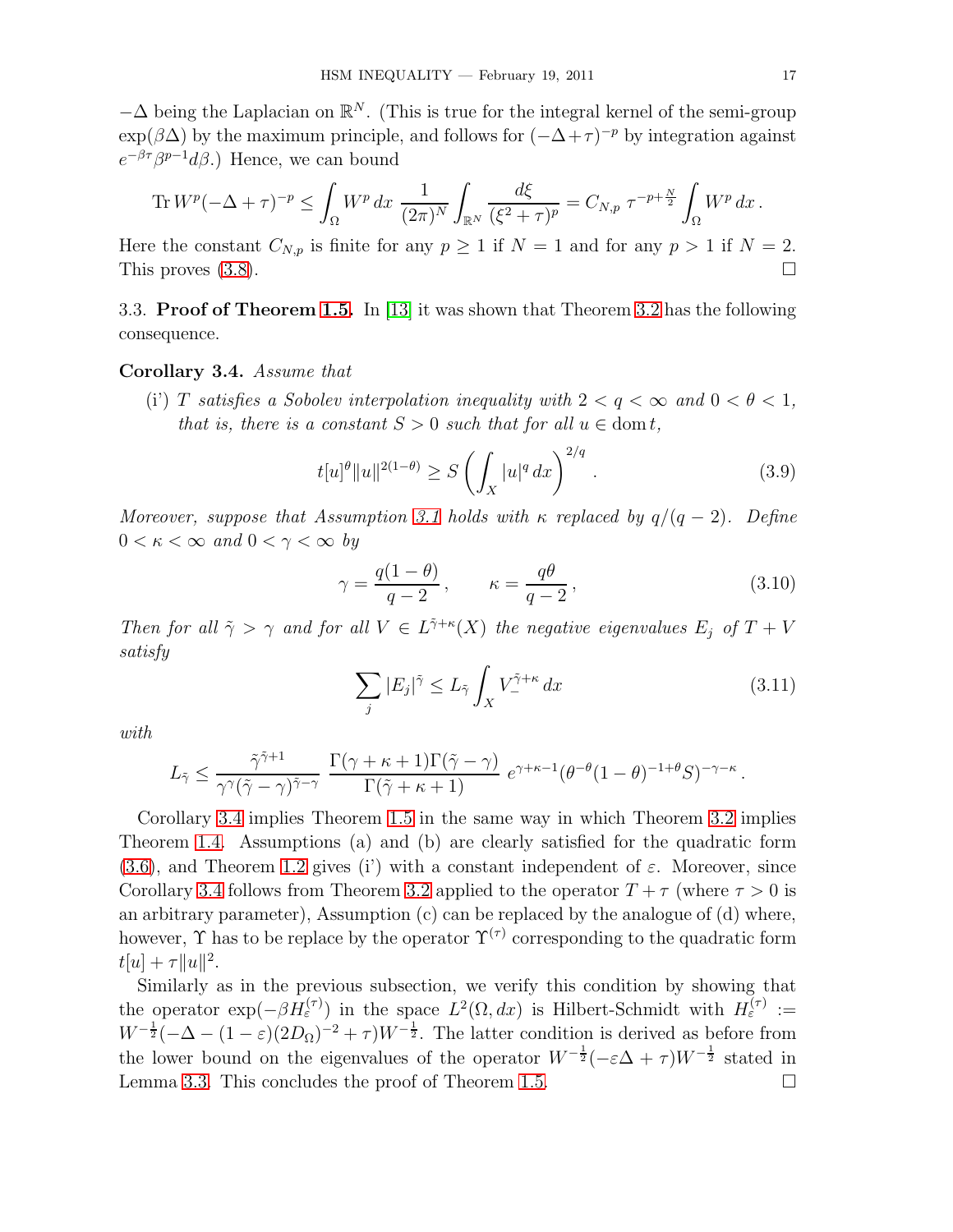$-\Delta$ being the Laplacian on $\mathbb{R}^N$. (This is true for the integral kernel of the semi-group $\exp(\beta\Delta)$ by the maximum principle, and follows for $(-\Delta+\tau)^{-p}$ by integration against $e^{-\beta\tau}\beta^{p-1}d\beta$.) Hence, we can bound

$$\operatorname{Tr} W^p(-\Delta+\tau)^{-p} \leq \int_\Omega W^p\,dx\ \frac{1}{(2\pi)^N}\int_{\mathbb{R}^N}\frac{d\xi}{(\xi^2+\tau)^p} = C_{N,p}\ \tau^{-p+\frac{N}{2}}\int_\Omega W^p\,dx\,.$$

Here the constant $C_{N,p}$ is finite for any $p\geq 1$ if $N=1$ and for any $p>1$ if $N=2$. This proves (3.8). $\square$

3.3. **Proof of Theorem 1.5.** In [13] it was shown that Theorem 3.2 has the following consequence.

**Corollary 3.4.** *Assume that*

(i') *$T$ satisfies a Sobolev interpolation inequality with $2<q<\infty$ and $0<\theta<1$, that is, there is a constant $S>0$ such that for all $u\in\operatorname{dom} t$,*

$$t[u]^\theta\|u\|^{2(1-\theta)} \geq S\left(\int_X |u|^q\,dx\right)^{2/q}. \tag{3.9}$$

*Moreover, suppose that Assumption 3.1 holds with $\kappa$ replaced by $q/(q-2)$. Define $0<\kappa<\infty$ and $0<\gamma<\infty$ by*

$$\gamma=\frac{q(1-\theta)}{q-2}\,,\qquad \kappa=\frac{q\theta}{q-2}\,, \tag{3.10}$$

*Then for all $\tilde\gamma>\gamma$ and for all $V\in L^{\tilde\gamma+\kappa}(X)$ the negative eigenvalues $E_j$ of $T+V$ satisfy*

$$\sum_j |E_j|^{\tilde\gamma} \leq L_{\tilde\gamma}\int_X V_-^{\tilde\gamma+\kappa}\,dx \tag{3.11}$$

*with*

$$L_{\tilde\gamma}\leq \frac{\tilde\gamma^{\tilde\gamma+1}}{\gamma^\gamma(\tilde\gamma-\gamma)^{\tilde\gamma-\gamma}}\ \frac{\Gamma(\gamma+\kappa+1)\Gamma(\tilde\gamma-\gamma)}{\Gamma(\tilde\gamma+\kappa+1)}\ e^{\gamma+\kappa-1}(\theta^{-\theta}(1-\theta)^{-1+\theta}S)^{-\gamma-\kappa}\,.$$

Corollary 3.4 implies Theorem 1.5 in the same way in which Theorem 3.2 implies Theorem 1.4. Assumptions (a) and (b) are clearly satisfied for the quadratic form (3.6), and Theorem 1.2 gives (i') with a constant independent of $\varepsilon$. Moreover, since Corollary 3.4 follows from Theorem 3.2 applied to the operator $T+\tau$ (where $\tau>0$ is an arbitrary parameter), Assumption (c) can be replaced by the analogue of (d) where, however, $\Upsilon$ has to be replace by the operator $\Upsilon^{(\tau)}$ corresponding to the quadratic form $t[u]+\tau\|u\|^2$.

Similarly as in the previous subsection, we verify this condition by showing that the operator $\exp(-\beta H_\varepsilon^{(\tau)})$ in the space $L^2(\Omega,dx)$ is Hilbert-Schmidt with $H_\varepsilon^{(\tau)} := W^{-\frac12}(-\Delta-(1-\varepsilon)(2D_\Omega)^{-2}+\tau)W^{-\frac12}$. The latter condition is derived as before from the lower bound on the eigenvalues of the operator $W^{-\frac12}(-\varepsilon\Delta+\tau)W^{-\frac12}$ stated in Lemma 3.3. This concludes the proof of Theorem 1.5. $\square$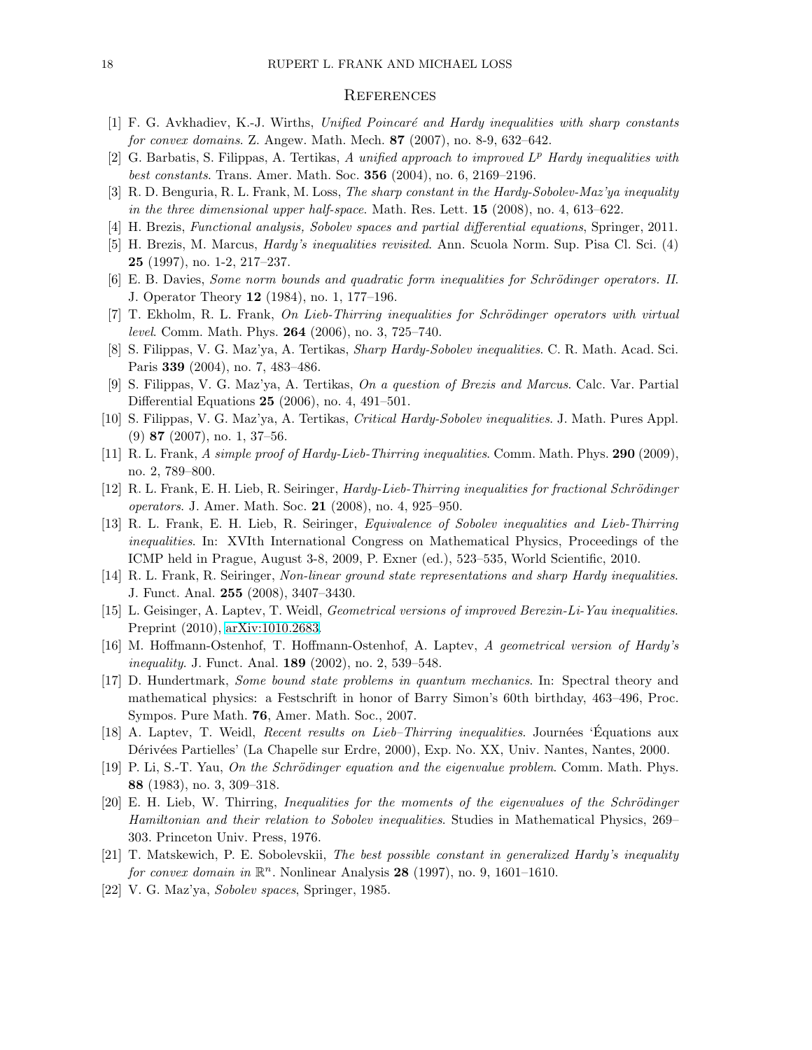## References

[1] F. G. Avkhadiev, K.-J. Wirths, *Unified Poincaré and Hardy inequalities with sharp constants for convex domains*. Z. Angew. Math. Mech. **87** (2007), no. 8-9, 632–642.

[2] G. Barbatis, S. Filippas, A. Tertikas, *A unified approach to improved $L^p$ Hardy inequalities with best constants*. Trans. Amer. Math. Soc. **356** (2004), no. 6, 2169–2196.

[3] R. D. Benguria, R. L. Frank, M. Loss, *The sharp constant in the Hardy-Sobolev-Maz'ya inequality in the three dimensional upper half-space*. Math. Res. Lett. **15** (2008), no. 4, 613–622.

[4] H. Brezis, *Functional analysis, Sobolev spaces and partial differential equations*, Springer, 2011.

[5] H. Brezis, M. Marcus, *Hardy's inequalities revisited*. Ann. Scuola Norm. Sup. Pisa Cl. Sci. (4) **25** (1997), no. 1-2, 217–237.

[6] E. B. Davies, *Some norm bounds and quadratic form inequalities for Schrödinger operators. II.* J. Operator Theory **12** (1984), no. 1, 177–196.

[7] T. Ekholm, R. L. Frank, *On Lieb-Thirring inequalities for Schrödinger operators with virtual level*. Comm. Math. Phys. **264** (2006), no. 3, 725–740.

[8] S. Filippas, V. G. Maz'ya, A. Tertikas, *Sharp Hardy-Sobolev inequalities*. C. R. Math. Acad. Sci. Paris **339** (2004), no. 7, 483–486.

[9] S. Filippas, V. G. Maz'ya, A. Tertikas, *On a question of Brezis and Marcus*. Calc. Var. Partial Differential Equations **25** (2006), no. 4, 491–501.

[10] S. Filippas, V. G. Maz'ya, A. Tertikas, *Critical Hardy-Sobolev inequalities*. J. Math. Pures Appl. (9) **87** (2007), no. 1, 37–56.

[11] R. L. Frank, *A simple proof of Hardy-Lieb-Thirring inequalities*. Comm. Math. Phys. **290** (2009), no. 2, 789–800.

[12] R. L. Frank, E. H. Lieb, R. Seiringer, *Hardy-Lieb-Thirring inequalities for fractional Schrödinger operators*. J. Amer. Math. Soc. **21** (2008), no. 4, 925–950.

[13] R. L. Frank, E. H. Lieb, R. Seiringer, *Equivalence of Sobolev inequalities and Lieb-Thirring inequalities*. In: XVIth International Congress on Mathematical Physics, Proceedings of the ICMP held in Prague, August 3-8, 2009, P. Exner (ed.), 523–535, World Scientific, 2010.

[14] R. L. Frank, R. Seiringer, *Non-linear ground state representations and sharp Hardy inequalities*. J. Funct. Anal. **255** (2008), 3407–3430.

[15] L. Geisinger, A. Laptev, T. Weidl, *Geometrical versions of improved Berezin-Li-Yau inequalities*. Preprint (2010), arXiv:1010.2683.

[16] M. Hoffmann-Ostenhof, T. Hoffmann-Ostenhof, A. Laptev, *A geometrical version of Hardy's inequality*. J. Funct. Anal. **189** (2002), no. 2, 539–548.

[17] D. Hundertmark, *Some bound state problems in quantum mechanics*. In: Spectral theory and mathematical physics: a Festschrift in honor of Barry Simon's 60th birthday, 463–496, Proc. Sympos. Pure Math. **76**, Amer. Math. Soc., 2007.

[18] A. Laptev, T. Weidl, *Recent results on Lieb–Thirring inequalities*. Journées 'Équations aux Dérivées Partielles' (La Chapelle sur Erdre, 2000), Exp. No. XX, Univ. Nantes, Nantes, 2000.

[19] P. Li, S.-T. Yau, *On the Schrödinger equation and the eigenvalue problem*. Comm. Math. Phys. **88** (1983), no. 3, 309–318.

[20] E. H. Lieb, W. Thirring, *Inequalities for the moments of the eigenvalues of the Schrödinger Hamiltonian and their relation to Sobolev inequalities*. Studies in Mathematical Physics, 269–303. Princeton Univ. Press, 1976.

[21] T. Matskewich, P. E. Sobolevskii, *The best possible constant in generalized Hardy's inequality for convex domain in $\mathbb{R}^n$*. Nonlinear Analysis **28** (1997), no. 9, 1601–1610.

[22] V. G. Maz'ya, *Sobolev spaces*, Springer, 1985.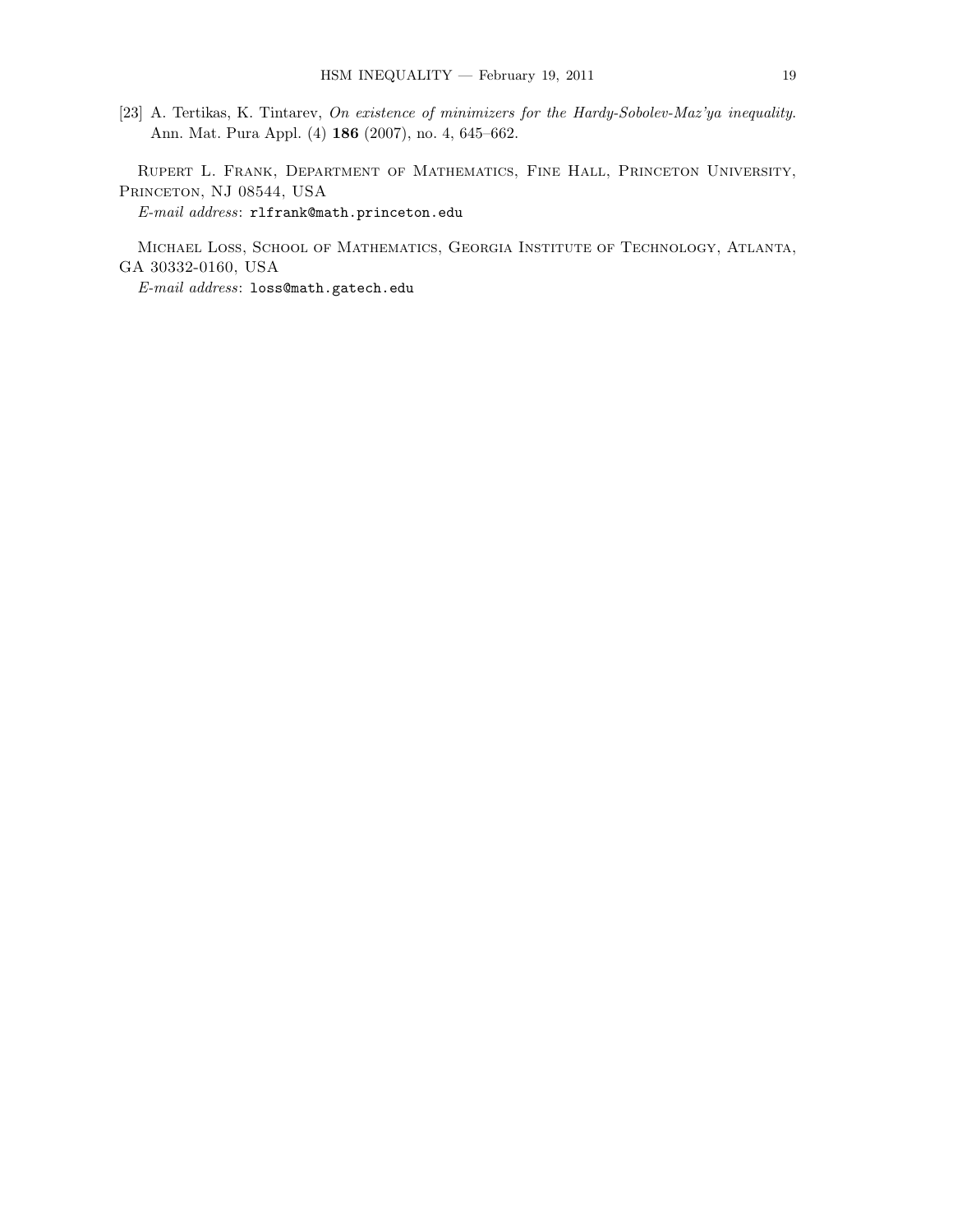[23] A. Tertikas, K. Tintarev, *On existence of minimizers for the Hardy-Sobolev-Maz'ya inequality.* Ann. Mat. Pura Appl. (4) **186** (2007), no. 4, 645–662.

Rupert L. Frank, Department of Mathematics, Fine Hall, Princeton University, Princeton, NJ 08544, USA

*E-mail address*: `rlfrank@math.princeton.edu`

Michael Loss, School of Mathematics, Georgia Institute of Technology, Atlanta, GA 30332-0160, USA

*E-mail address*: `loss@math.gatech.edu`